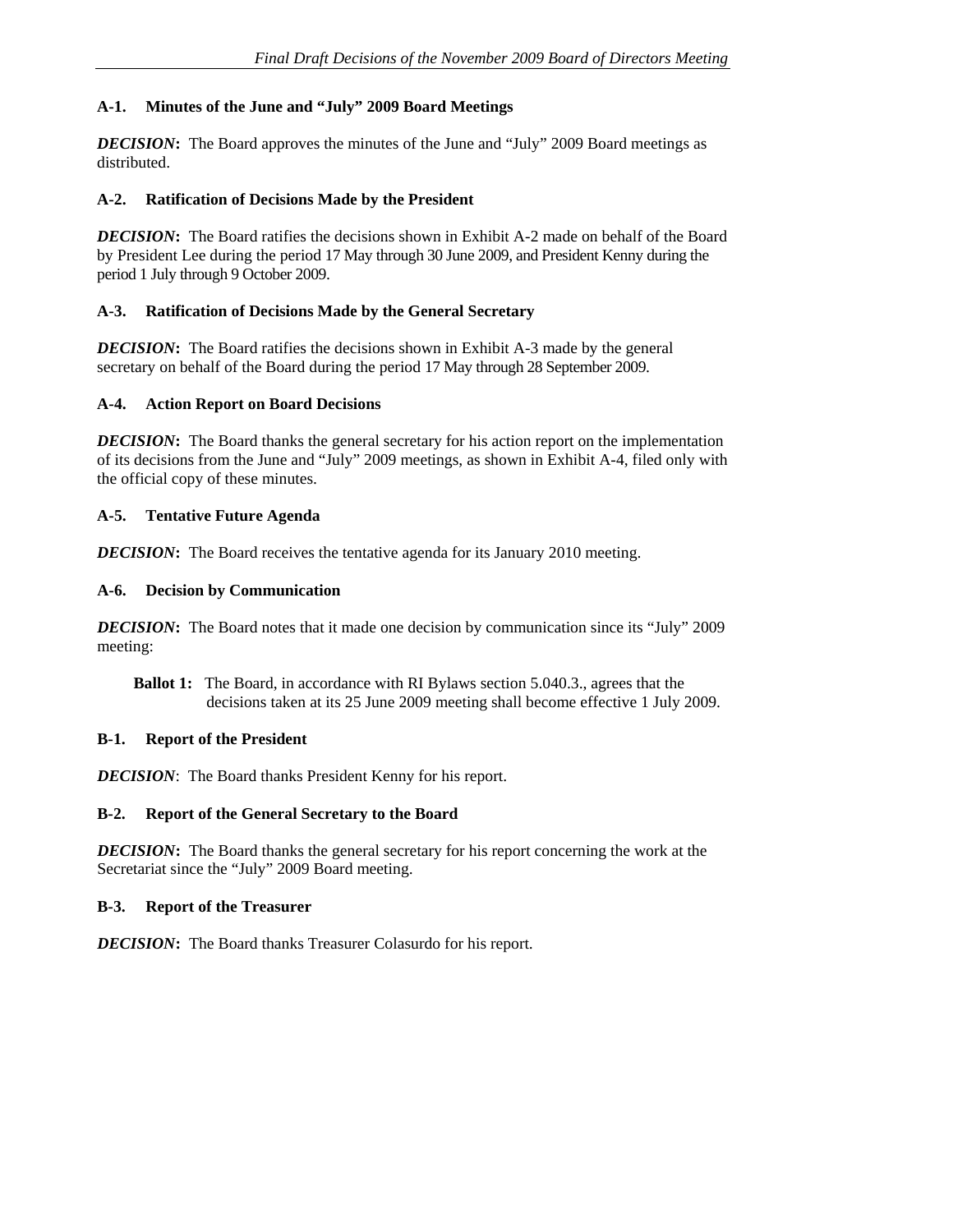**A-1. Minutes of the June and "July" 2009 Board Meetings**

***DECISION*****:** The Board approves the minutes of the June and "July" 2009 Board meetings as distributed.

**A-2. Ratification of Decisions Made by the President**

***DECISION*****:** The Board ratifies the decisions shown in Exhibit A-2 made on behalf of the Board by President Lee during the period 17 May through 30 June 2009, and President Kenny during the period 1 July through 9 October 2009.

**A-3. Ratification of Decisions Made by the General Secretary**

***DECISION*****:** The Board ratifies the decisions shown in Exhibit A-3 made by the general secretary on behalf of the Board during the period 17 May through 28 September 2009.

**A-4. Action Report on Board Decisions**

***DECISION*****:** The Board thanks the general secretary for his action report on the implementation of its decisions from the June and "July" 2009 meetings, as shown in Exhibit A-4, filed only with the official copy of these minutes.

**A-5. Tentative Future Agenda**

***DECISION*****:** The Board receives the tentative agenda for its January 2010 meeting.

**A-6. Decision by Communication**

***DECISION*****:** The Board notes that it made one decision by communication since its "July" 2009 meeting:

> **Ballot 1:** The Board, in accordance with RI Bylaws section 5.040.3., agrees that the decisions taken at its 25 June 2009 meeting shall become effective 1 July 2009.

**B-1. Report of the President**

***DECISION***: The Board thanks President Kenny for his report.

**B-2. Report of the General Secretary to the Board**

***DECISION*****:** The Board thanks the general secretary for his report concerning the work at the Secretariat since the "July" 2009 Board meeting.

**B-3. Report of the Treasurer**

***DECISION*****:** The Board thanks Treasurer Colasurdo for his report.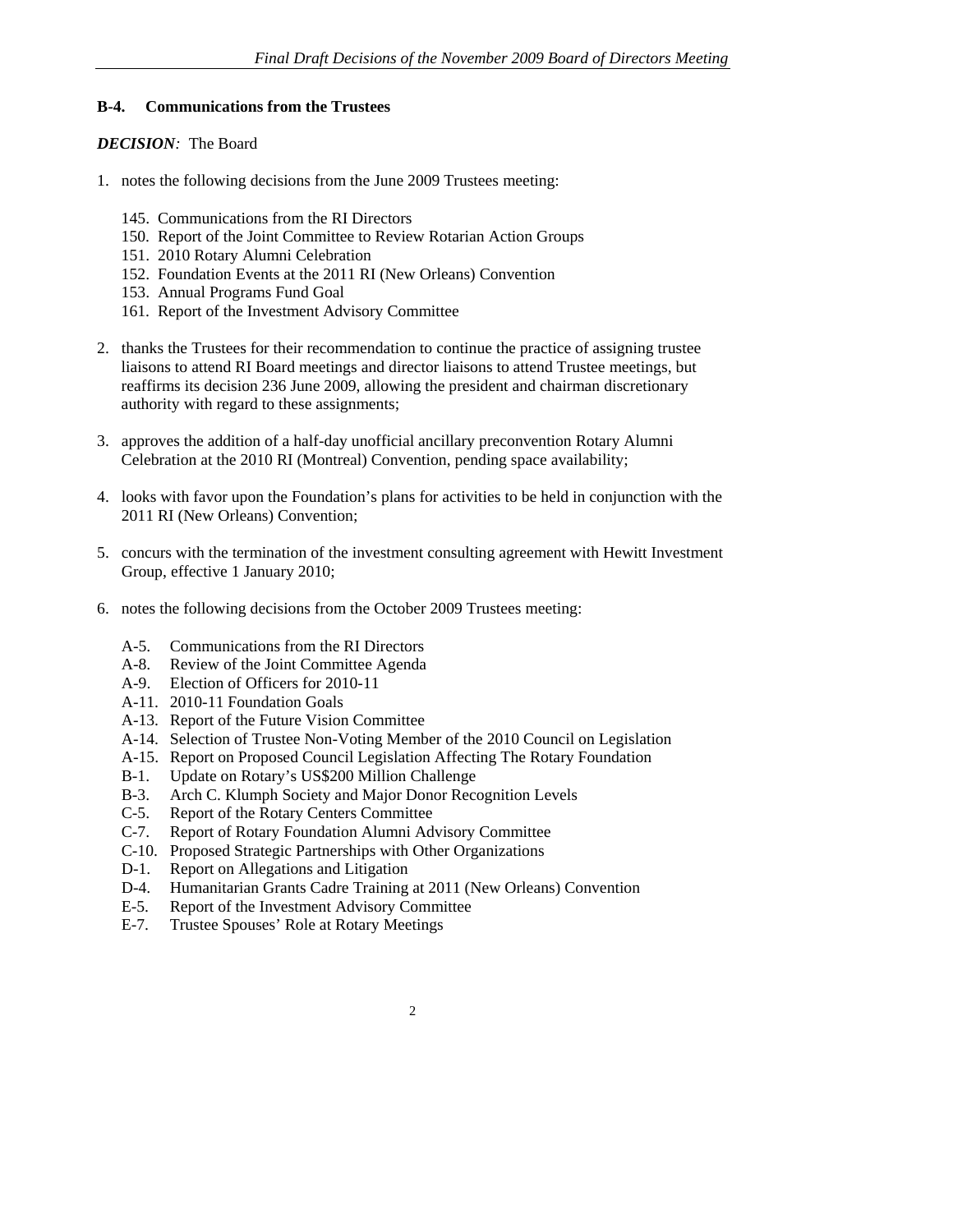**B-4. Communications from the Trustees**

***DECISION:*** The Board

1. notes the following decisions from the June 2009 Trustees meeting:

   145. Communications from the RI Directors
   150. Report of the Joint Committee to Review Rotarian Action Groups
   151. 2010 Rotary Alumni Celebration
   152. Foundation Events at the 2011 RI (New Orleans) Convention
   153. Annual Programs Fund Goal
   161. Report of the Investment Advisory Committee

2. thanks the Trustees for their recommendation to continue the practice of assigning trustee liaisons to attend RI Board meetings and director liaisons to attend Trustee meetings, but reaffirms its decision 236 June 2009, allowing the president and chairman discretionary authority with regard to these assignments;

3. approves the addition of a half-day unofficial ancillary preconvention Rotary Alumni Celebration at the 2010 RI (Montreal) Convention, pending space availability;

4. looks with favor upon the Foundation's plans for activities to be held in conjunction with the 2011 RI (New Orleans) Convention;

5. concurs with the termination of the investment consulting agreement with Hewitt Investment Group, effective 1 January 2010;

6. notes the following decisions from the October 2009 Trustees meeting:

   A-5. Communications from the RI Directors
   A-8. Review of the Joint Committee Agenda
   A-9. Election of Officers for 2010-11
   A-11. 2010-11 Foundation Goals
   A-13. Report of the Future Vision Committee
   A-14. Selection of Trustee Non-Voting Member of the 2010 Council on Legislation
   A-15. Report on Proposed Council Legislation Affecting The Rotary Foundation
   B-1. Update on Rotary's US$200 Million Challenge
   B-3. Arch C. Klumph Society and Major Donor Recognition Levels
   C-5. Report of the Rotary Centers Committee
   C-7. Report of Rotary Foundation Alumni Advisory Committee
   C-10. Proposed Strategic Partnerships with Other Organizations
   D-1. Report on Allegations and Litigation
   D-4. Humanitarian Grants Cadre Training at 2011 (New Orleans) Convention
   E-5. Report of the Investment Advisory Committee
   E-7. Trustee Spouses' Role at Rotary Meetings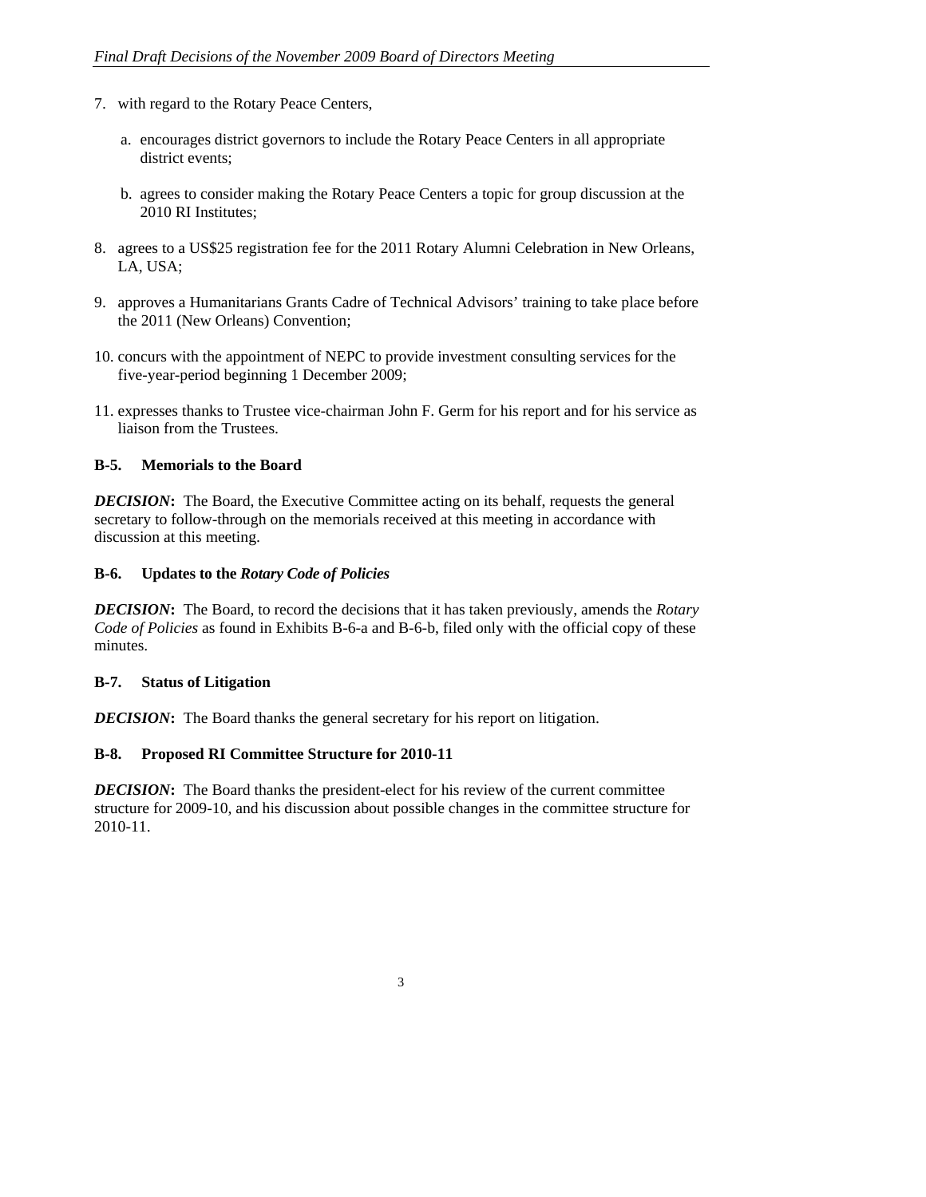7. with regard to the Rotary Peace Centers,

   a. encourages district governors to include the Rotary Peace Centers in all appropriate district events;

   b. agrees to consider making the Rotary Peace Centers a topic for group discussion at the 2010 RI Institutes;

8. agrees to a US$25 registration fee for the 2011 Rotary Alumni Celebration in New Orleans, LA, USA;

9. approves a Humanitarians Grants Cadre of Technical Advisors' training to take place before the 2011 (New Orleans) Convention;

10. concurs with the appointment of NEPC to provide investment consulting services for the five-year-period beginning 1 December 2009;

11. expresses thanks to Trustee vice-chairman John F. Germ for his report and for his service as liaison from the Trustees.

**B-5. Memorials to the Board**

***DECISION*****:** The Board, the Executive Committee acting on its behalf, requests the general secretary to follow-through on the memorials received at this meeting in accordance with discussion at this meeting.

**B-6. Updates to the *Rotary Code of Policies***

***DECISION*****:** The Board, to record the decisions that it has taken previously, amends the *Rotary Code of Policies* as found in Exhibits B-6-a and B-6-b, filed only with the official copy of these minutes.

**B-7. Status of Litigation**

***DECISION*****:** The Board thanks the general secretary for his report on litigation.

**B-8. Proposed RI Committee Structure for 2010-11**

***DECISION*****:** The Board thanks the president-elect for his review of the current committee structure for 2009-10, and his discussion about possible changes in the committee structure for 2010-11.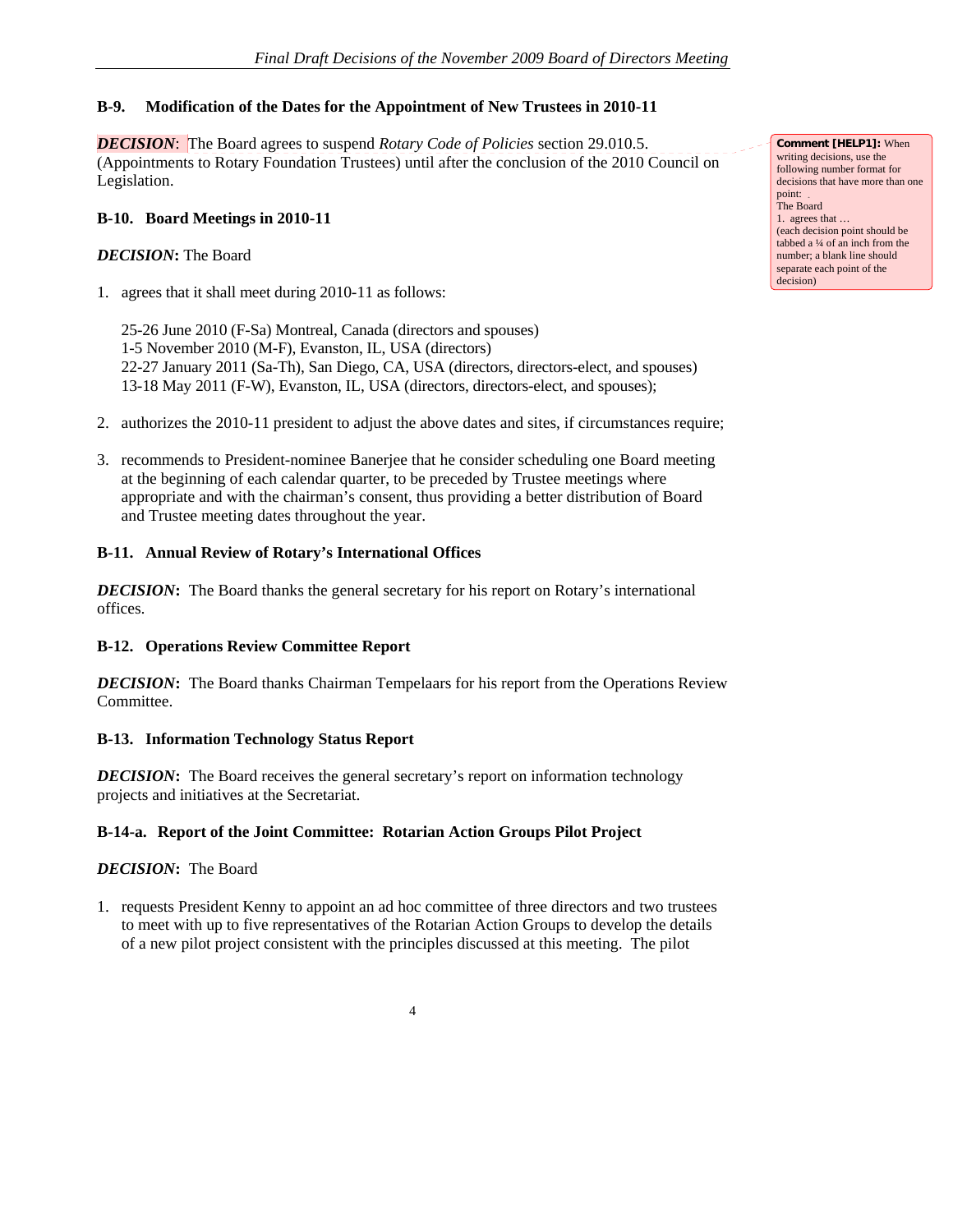### B-9. Modification of the Dates for the Appointment of New Trustees in 2010-11

***DECISION***: The Board agrees to suspend *Rotary Code of Policies* section 29.010.5. (Appointments to Rotary Foundation Trustees) until after the conclusion of the 2010 Council on Legislation.

> **Comment [HELP1]:** When writing decisions, use the following number format for decisions that have more than one point:
> The Board
> 1. agrees that …
> (each decision point should be tabbed a ¼ of an inch from the number; a blank line should separate each point of the decision)

### B-10. Board Meetings in 2010-11

***DECISION*:** The Board

1. agrees that it shall meet during 2010-11 as follows:

   25-26 June 2010 (F-Sa) Montreal, Canada (directors and spouses)
   1-5 November 2010 (M-F), Evanston, IL, USA (directors)
   22-27 January 2011 (Sa-Th), San Diego, CA, USA (directors, directors-elect, and spouses)
   13-18 May 2011 (F-W), Evanston, IL, USA (directors, directors-elect, and spouses);

2. authorizes the 2010-11 president to adjust the above dates and sites, if circumstances require;

3. recommends to President-nominee Banerjee that he consider scheduling one Board meeting at the beginning of each calendar quarter, to be preceded by Trustee meetings where appropriate and with the chairman's consent, thus providing a better distribution of Board and Trustee meeting dates throughout the year.

### B-11. Annual Review of Rotary's International Offices

***DECISION*:** The Board thanks the general secretary for his report on Rotary's international offices.

### B-12. Operations Review Committee Report

***DECISION*:** The Board thanks Chairman Tempelaars for his report from the Operations Review Committee.

### B-13. Information Technology Status Report

***DECISION*:** The Board receives the general secretary's report on information technology projects and initiatives at the Secretariat.

### B-14-a. Report of the Joint Committee: Rotarian Action Groups Pilot Project

***DECISION*:** The Board

1. requests President Kenny to appoint an ad hoc committee of three directors and two trustees to meet with up to five representatives of the Rotarian Action Groups to develop the details of a new pilot project consistent with the principles discussed at this meeting. The pilot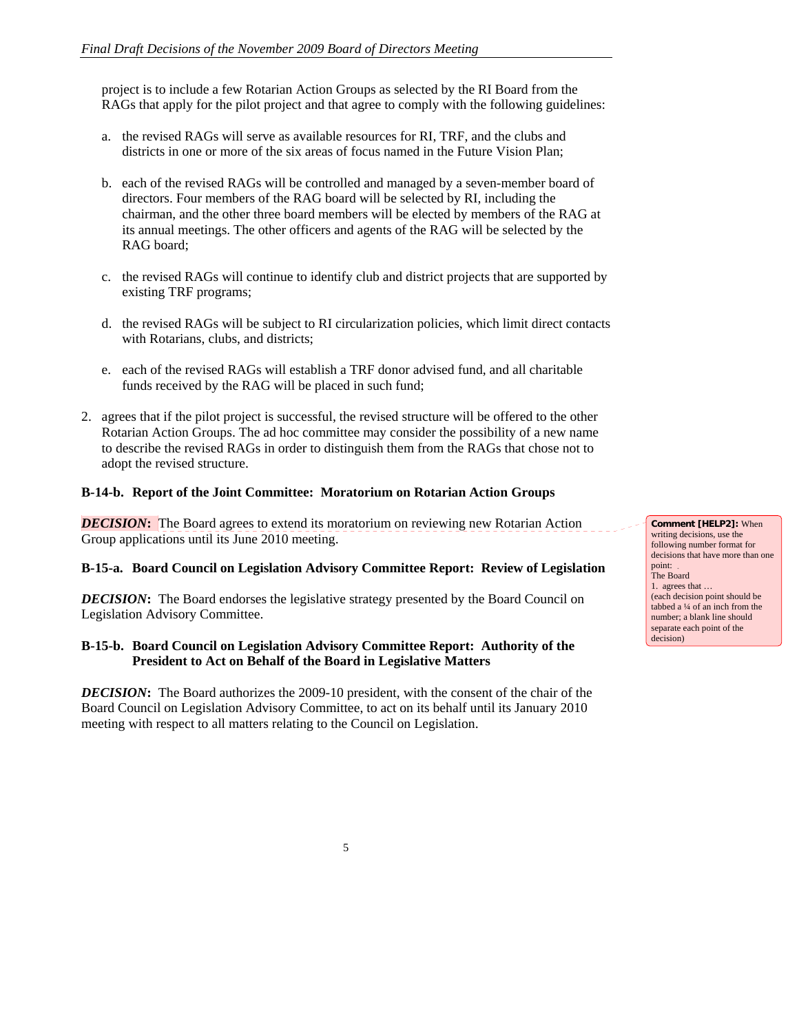project is to include a few Rotarian Action Groups as selected by the RI Board from the RAGs that apply for the pilot project and that agree to comply with the following guidelines:

a. the revised RAGs will serve as available resources for RI, TRF, and the clubs and districts in one or more of the six areas of focus named in the Future Vision Plan;

b. each of the revised RAGs will be controlled and managed by a seven-member board of directors. Four members of the RAG board will be selected by RI, including the chairman, and the other three board members will be elected by members of the RAG at its annual meetings. The other officers and agents of the RAG will be selected by the RAG board;

c. the revised RAGs will continue to identify club and district projects that are supported by existing TRF programs;

d. the revised RAGs will be subject to RI circularization policies, which limit direct contacts with Rotarians, clubs, and districts;

e. each of the revised RAGs will establish a TRF donor advised fund, and all charitable funds received by the RAG will be placed in such fund;

2. agrees that if the pilot project is successful, the revised structure will be offered to the other Rotarian Action Groups. The ad hoc committee may consider the possibility of a new name to describe the revised RAGs in order to distinguish them from the RAGs that chose not to adopt the revised structure.

**B-14-b. Report of the Joint Committee: Moratorium on Rotarian Action Groups**

***DECISION*****:** The Board agrees to extend its moratorium on reviewing new Rotarian Action Group applications until its June 2010 meeting.

**Comment [HELP2]:** When writing decisions, use the following number format for decisions that have more than one point:
The Board
1. agrees that …
(each decision point should be tabbed a ¼ of an inch from the number; a blank line should separate each point of the decision)

**B-15-a. Board Council on Legislation Advisory Committee Report: Review of Legislation**

***DECISION*****:** The Board endorses the legislative strategy presented by the Board Council on Legislation Advisory Committee.

**B-15-b. Board Council on Legislation Advisory Committee Report: Authority of the President to Act on Behalf of the Board in Legislative Matters**

***DECISION*****:** The Board authorizes the 2009-10 president, with the consent of the chair of the Board Council on Legislation Advisory Committee, to act on its behalf until its January 2010 meeting with respect to all matters relating to the Council on Legislation.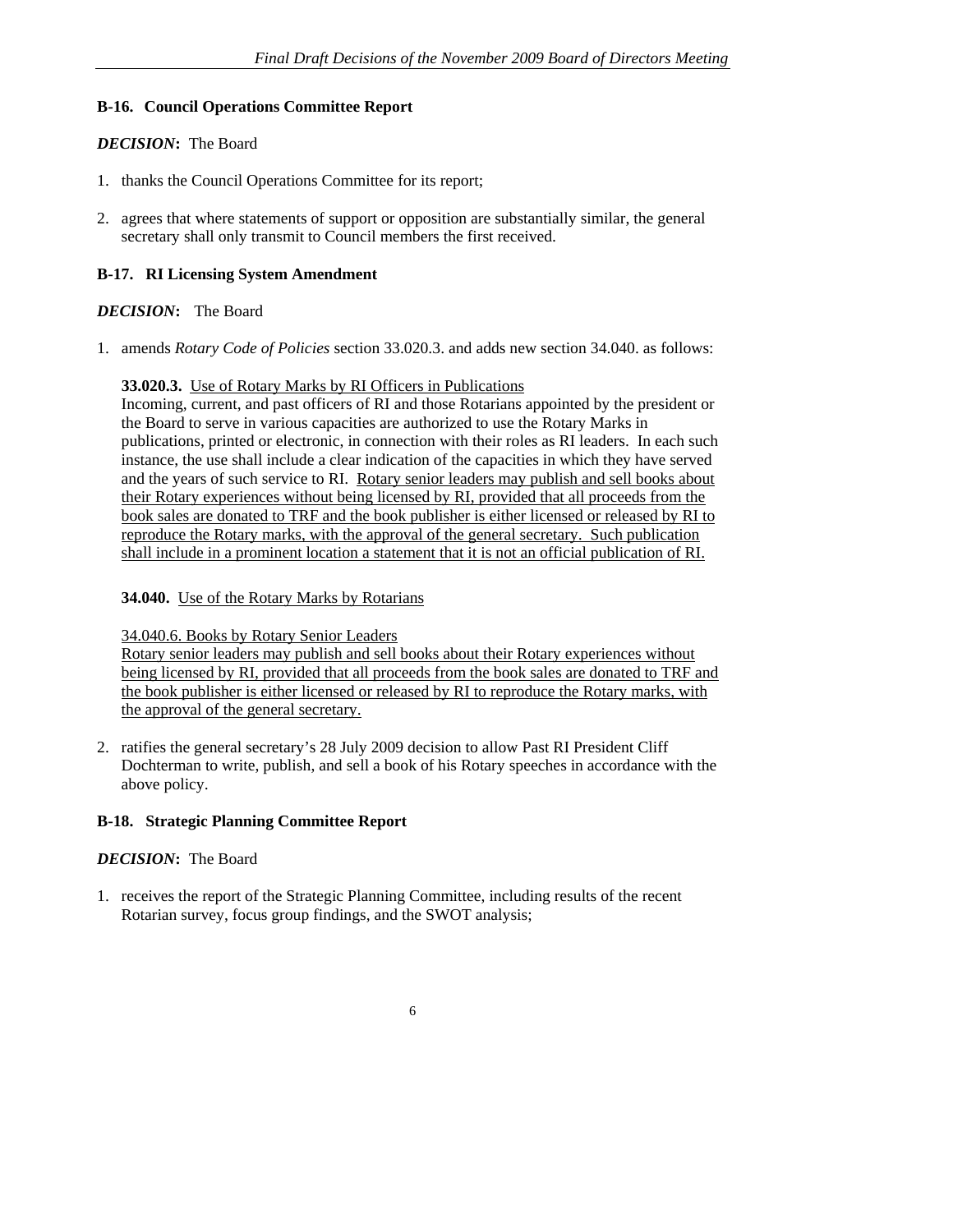### B-16. Council Operations Committee Report

***DECISION*:** The Board

1. thanks the Council Operations Committee for its report;

2. agrees that where statements of support or opposition are substantially similar, the general secretary shall only transmit to Council members the first received.

### B-17. RI Licensing System Amendment

***DECISION*:** The Board

1. amends *Rotary Code of Policies* section 33.020.3. and adds new section 34.040. as follows:

   **33.020.3.** <u>Use of Rotary Marks by RI Officers in Publications</u>
   Incoming, current, and past officers of RI and those Rotarians appointed by the president or the Board to serve in various capacities are authorized to use the Rotary Marks in publications, printed or electronic, in connection with their roles as RI leaders. In each such instance, the use shall include a clear indication of the capacities in which they have served and the years of such service to RI. <u>Rotary senior leaders may publish and sell books about their Rotary experiences without being licensed by RI, provided that all proceeds from the book sales are donated to TRF and the book publisher is either licensed or released by RI to reproduce the Rotary marks, with the approval of the general secretary. Such publication shall include in a prominent location a statement that it is not an official publication of RI.</u>

   **34.040.** <u>Use of the Rotary Marks by Rotarians</u>

   <u>34.040.6. Books by Rotary Senior Leaders</u>
   <u>Rotary senior leaders may publish and sell books about their Rotary experiences without being licensed by RI, provided that all proceeds from the book sales are donated to TRF and the book publisher is either licensed or released by RI to reproduce the Rotary marks, with the approval of the general secretary.</u>

2. ratifies the general secretary's 28 July 2009 decision to allow Past RI President Cliff Dochterman to write, publish, and sell a book of his Rotary speeches in accordance with the above policy.

### B-18. Strategic Planning Committee Report

***DECISION*:** The Board

1. receives the report of the Strategic Planning Committee, including results of the recent Rotarian survey, focus group findings, and the SWOT analysis;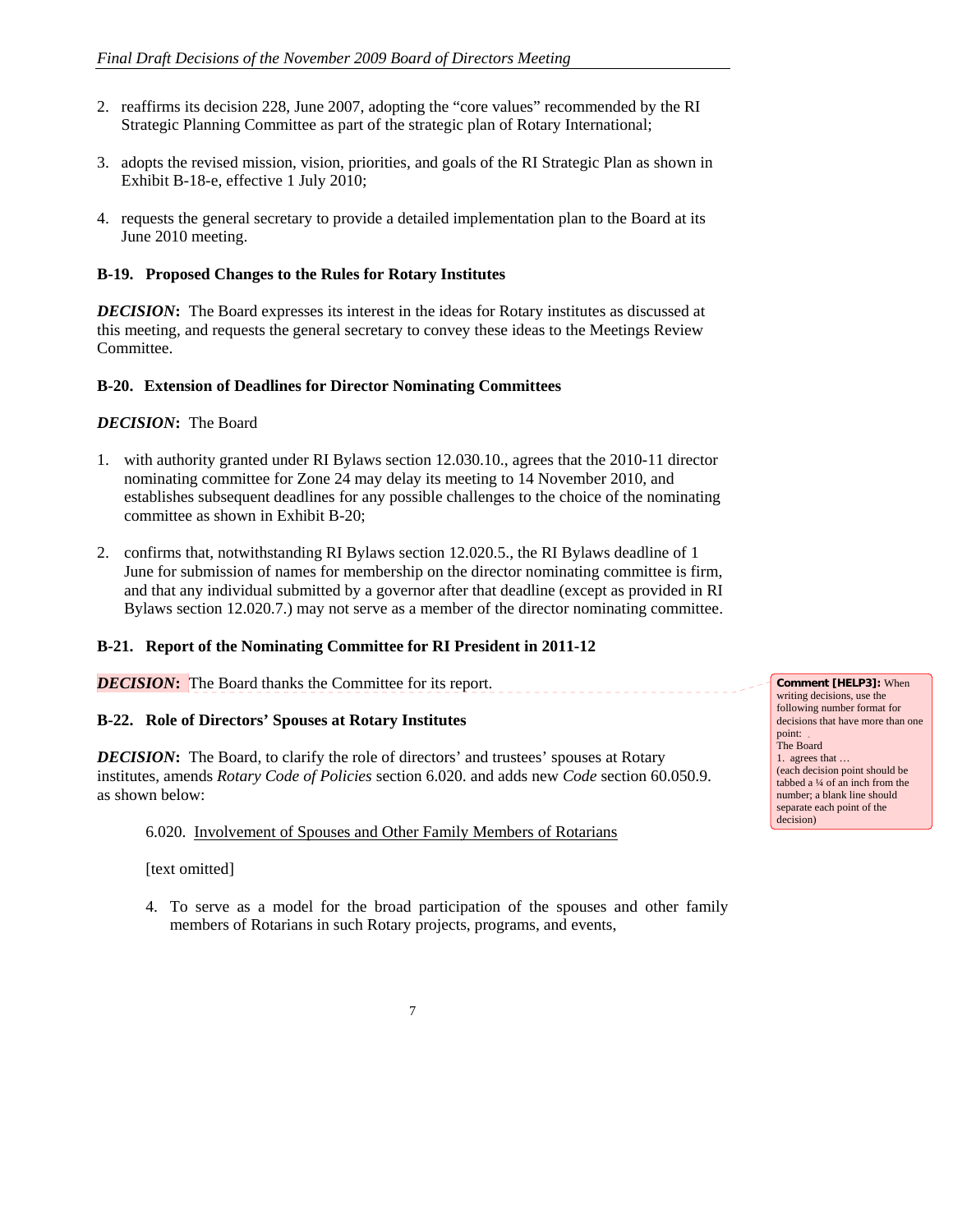2. reaffirms its decision 228, June 2007, adopting the "core values" recommended by the RI Strategic Planning Committee as part of the strategic plan of Rotary International;

3. adopts the revised mission, vision, priorities, and goals of the RI Strategic Plan as shown in Exhibit B-18-e, effective 1 July 2010;

4. requests the general secretary to provide a detailed implementation plan to the Board at its June 2010 meeting.

**B-19. Proposed Changes to the Rules for Rotary Institutes**

***DECISION*:** The Board expresses its interest in the ideas for Rotary institutes as discussed at this meeting, and requests the general secretary to convey these ideas to the Meetings Review Committee.

**B-20. Extension of Deadlines for Director Nominating Committees**

***DECISION*:** The Board

1. with authority granted under RI Bylaws section 12.030.10., agrees that the 2010-11 director nominating committee for Zone 24 may delay its meeting to 14 November 2010, and establishes subsequent deadlines for any possible challenges to the choice of the nominating committee as shown in Exhibit B-20;

2. confirms that, notwithstanding RI Bylaws section 12.020.5., the RI Bylaws deadline of 1 June for submission of names for membership on the director nominating committee is firm, and that any individual submitted by a governor after that deadline (except as provided in RI Bylaws section 12.020.7.) may not serve as a member of the director nominating committee.

**B-21. Report of the Nominating Committee for RI President in 2011-12**

***DECISION*:** The Board thanks the Committee for its report.

**Comment [HELP3]:** When writing decisions, use the following number format for decisions that have more than one point:
The Board
1. agrees that …
(each decision point should be tabbed a ¼ of an inch from the number; a blank line should separate each point of the decision)

**B-22. Role of Directors' Spouses at Rotary Institutes**

***DECISION*:** The Board, to clarify the role of directors' and trustees' spouses at Rotary institutes, amends *Rotary Code of Policies* section 6.020. and adds new *Code* section 60.050.9. as shown below:

> 6.020. <u>Involvement of Spouses and Other Family Members of Rotarians</u>
>
> [text omitted]
>
> 4. To serve as a model for the broad participation of the spouses and other family members of Rotarians in such Rotary projects, programs, and events,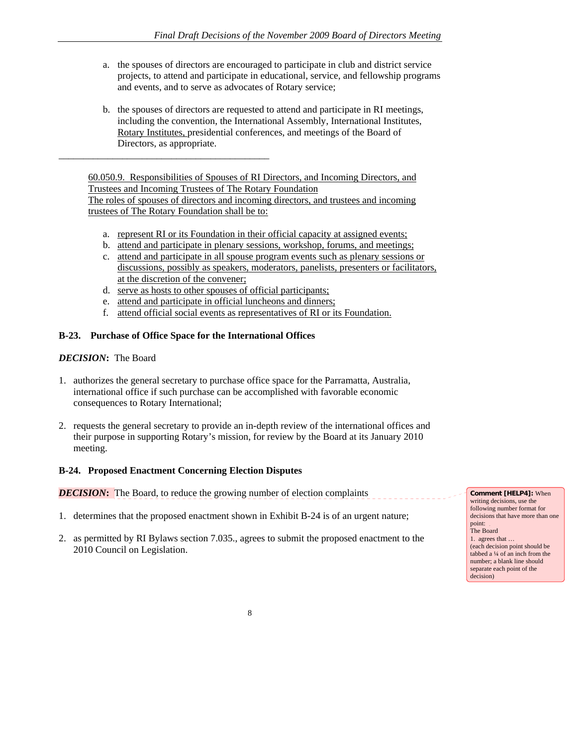a. the spouses of directors are encouraged to participate in club and district service projects, to attend and participate in educational, service, and fellowship programs and events, and to serve as advocates of Rotary service;

b. the spouses of directors are requested to attend and participate in RI meetings, including the convention, the International Assembly, International Institutes, <u>Rotary Institutes,</u> presidential conferences, and meetings of the Board of Directors, as appropriate.

---

<u>60.050.9. Responsibilities of Spouses of RI Directors, and Incoming Directors, and Trustees and Incoming Trustees of The Rotary Foundation</u>
<u>The roles of spouses of directors and incoming directors, and trustees and incoming trustees of The Rotary Foundation shall be to:</u>

a. <u>represent RI or its Foundation in their official capacity at assigned events;</u>
b. <u>attend and participate in plenary sessions, workshop, forums, and meetings;</u>
c. <u>attend and participate in all spouse program events such as plenary sessions or discussions, possibly as speakers, moderators, panelists, presenters or facilitators, at the discretion of the convener;</u>
d. <u>serve as hosts to other spouses of official participants;</u>
e. <u>attend and participate in official luncheons and dinners;</u>
f. <u>attend official social events as representatives of RI or its Foundation.</u>

**B-23. Purchase of Office Space for the International Offices**

***DECISION*:** The Board

1. authorizes the general secretary to purchase office space for the Parramatta, Australia, international office if such purchase can be accomplished with favorable economic consequences to Rotary International;

2. requests the general secretary to provide an in-depth review of the international offices and their purpose in supporting Rotary's mission, for review by the Board at its January 2010 meeting.

**B-24. Proposed Enactment Concerning Election Disputes**

***DECISION*:** The Board, to reduce the growing number of election complaints

1. determines that the proposed enactment shown in Exhibit B-24 is of an urgent nature;

2. as permitted by RI Bylaws section 7.035., agrees to submit the proposed enactment to the 2010 Council on Legislation.

**Comment [HELP4]:** When writing decisions, use the following number format for decisions that have more than one point:
The Board
1. agrees that …
(each decision point should be tabbed a ¼ of an inch from the number; a blank line should separate each point of the decision)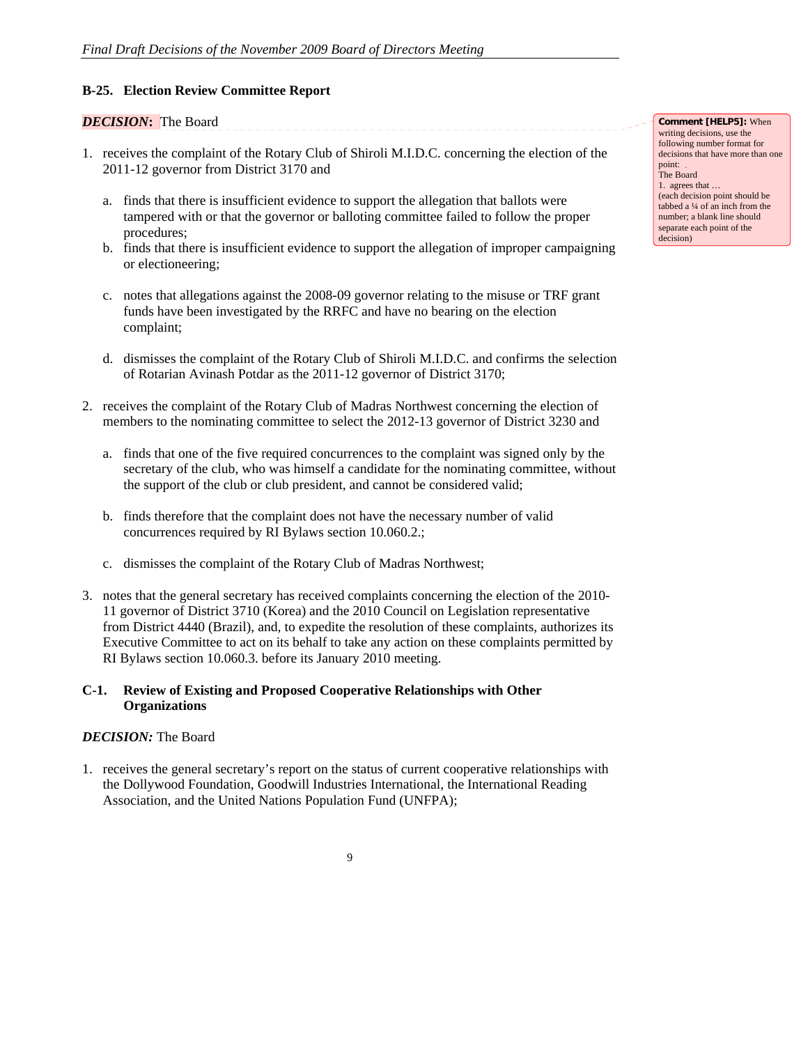### B-25. Election Review Committee Report

***DECISION*****:** The Board

> **Comment [HELP5]:** When writing decisions, use the following number format for decisions that have more than one point:
> The Board
> 1. agrees that …
> (each decision point should be tabbed a ¼ of an inch from the number; a blank line should separate each point of the decision)

1. receives the complaint of the Rotary Club of Shiroli M.I.D.C. concerning the election of the 2011-12 governor from District 3170 and

   a. finds that there is insufficient evidence to support the allegation that ballots were tampered with or that the governor or balloting committee failed to follow the proper procedures;

   b. finds that there is insufficient evidence to support the allegation of improper campaigning or electioneering;

   c. notes that allegations against the 2008-09 governor relating to the misuse or TRF grant funds have been investigated by the RRFC and have no bearing on the election complaint;

   d. dismisses the complaint of the Rotary Club of Shiroli M.I.D.C. and confirms the selection of Rotarian Avinash Potdar as the 2011-12 governor of District 3170;

2. receives the complaint of the Rotary Club of Madras Northwest concerning the election of members to the nominating committee to select the 2012-13 governor of District 3230 and

   a. finds that one of the five required concurrences to the complaint was signed only by the secretary of the club, who was himself a candidate for the nominating committee, without the support of the club or club president, and cannot be considered valid;

   b. finds therefore that the complaint does not have the necessary number of valid concurrences required by RI Bylaws section 10.060.2.;

   c. dismisses the complaint of the Rotary Club of Madras Northwest;

3. notes that the general secretary has received complaints concerning the election of the 2010-11 governor of District 3710 (Korea) and the 2010 Council on Legislation representative from District 4440 (Brazil), and, to expedite the resolution of these complaints, authorizes its Executive Committee to act on its behalf to take any action on these complaints permitted by RI Bylaws section 10.060.3. before its January 2010 meeting.

### C-1. Review of Existing and Proposed Cooperative Relationships with Other Organizations

***DECISION:*** The Board

1. receives the general secretary's report on the status of current cooperative relationships with the Dollywood Foundation, Goodwill Industries International, the International Reading Association, and the United Nations Population Fund (UNFPA);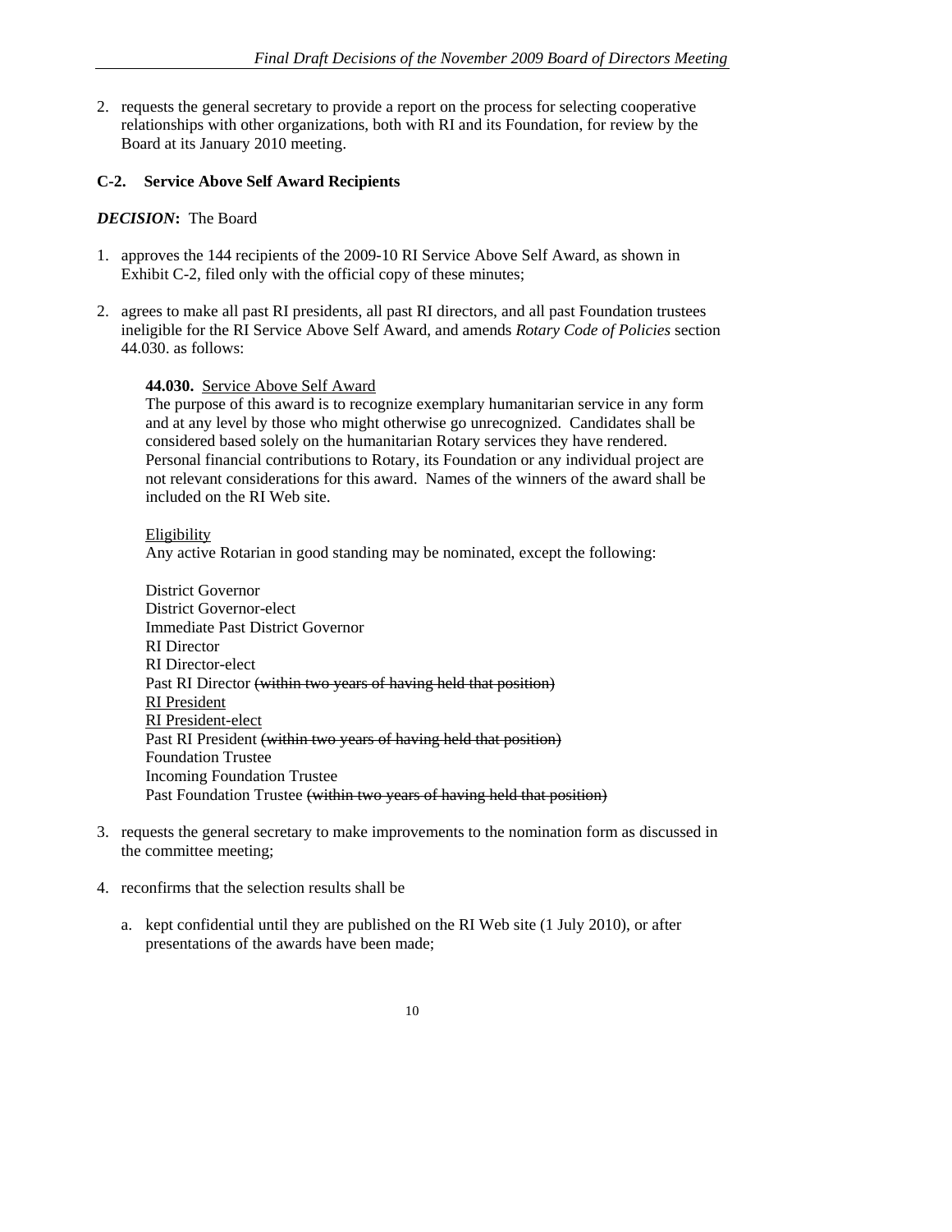2. requests the general secretary to provide a report on the process for selecting cooperative relationships with other organizations, both with RI and its Foundation, for review by the Board at its January 2010 meeting.

### C-2. Service Above Self Award Recipients

***DECISION*:** The Board

1. approves the 144 recipients of the 2009-10 RI Service Above Self Award, as shown in Exhibit C-2, filed only with the official copy of these minutes;

2. agrees to make all past RI presidents, all past RI directors, and all past Foundation trustees ineligible for the RI Service Above Self Award, and amends *Rotary Code of Policies* section 44.030. as follows:

   **44.030.** <u>Service Above Self Award</u>
   The purpose of this award is to recognize exemplary humanitarian service in any form and at any level by those who might otherwise go unrecognized. Candidates shall be considered based solely on the humanitarian Rotary services they have rendered. Personal financial contributions to Rotary, its Foundation or any individual project are not relevant considerations for this award. Names of the winners of the award shall be included on the RI Web site.

   <u>Eligibility</u>
   Any active Rotarian in good standing may be nominated, except the following:

   District Governor
   District Governor-elect
   Immediate Past District Governor
   RI Director
   RI Director-elect
   Past RI Director ~~(within two years of having held that position)~~
   <u>RI President</u>
   <u>RI President-elect</u>
   Past RI President ~~(within two years of having held that position)~~
   Foundation Trustee
   Incoming Foundation Trustee
   Past Foundation Trustee ~~(within two years of having held that position)~~

3. requests the general secretary to make improvements to the nomination form as discussed in the committee meeting;

4. reconfirms that the selection results shall be

   a. kept confidential until they are published on the RI Web site (1 July 2010), or after presentations of the awards have been made;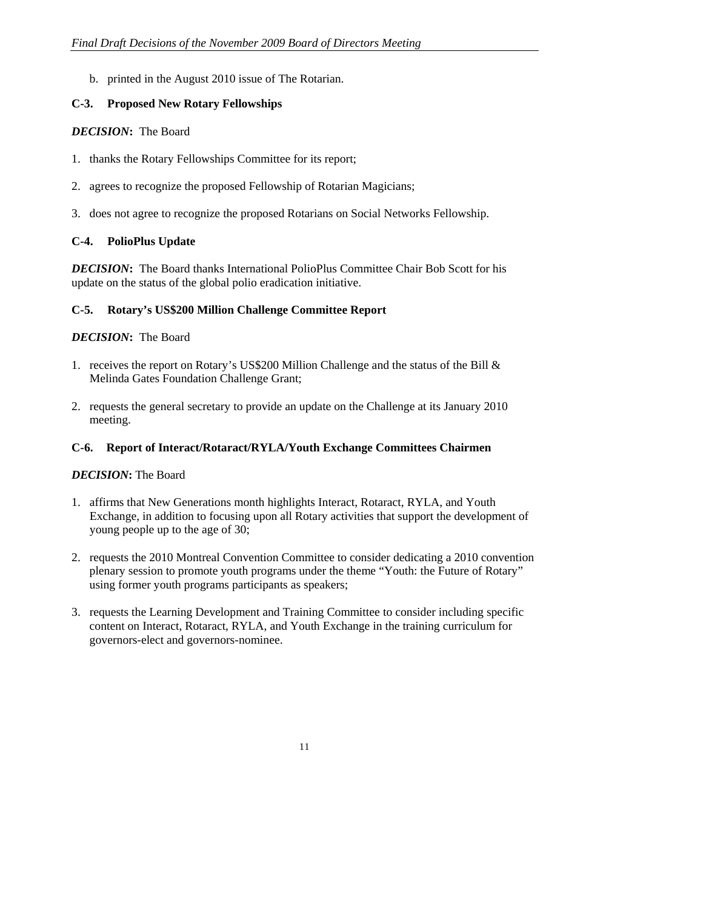b. printed in the August 2010 issue of The Rotarian.

### C-3. Proposed New Rotary Fellowships

***DECISION*:** The Board

1. thanks the Rotary Fellowships Committee for its report;
2. agrees to recognize the proposed Fellowship of Rotarian Magicians;
3. does not agree to recognize the proposed Rotarians on Social Networks Fellowship.

### C-4. PolioPlus Update

***DECISION*:** The Board thanks International PolioPlus Committee Chair Bob Scott for his update on the status of the global polio eradication initiative.

### C-5. Rotary's US$200 Million Challenge Committee Report

***DECISION*:** The Board

1. receives the report on Rotary's US$200 Million Challenge and the status of the Bill & Melinda Gates Foundation Challenge Grant;
2. requests the general secretary to provide an update on the Challenge at its January 2010 meeting.

### C-6. Report of Interact/Rotaract/RYLA/Youth Exchange Committees Chairmen

***DECISION*:** The Board

1. affirms that New Generations month highlights Interact, Rotaract, RYLA, and Youth Exchange, in addition to focusing upon all Rotary activities that support the development of young people up to the age of 30;
2. requests the 2010 Montreal Convention Committee to consider dedicating a 2010 convention plenary session to promote youth programs under the theme "Youth: the Future of Rotary" using former youth programs participants as speakers;
3. requests the Learning Development and Training Committee to consider including specific content on Interact, Rotaract, RYLA, and Youth Exchange in the training curriculum for governors-elect and governors-nominee.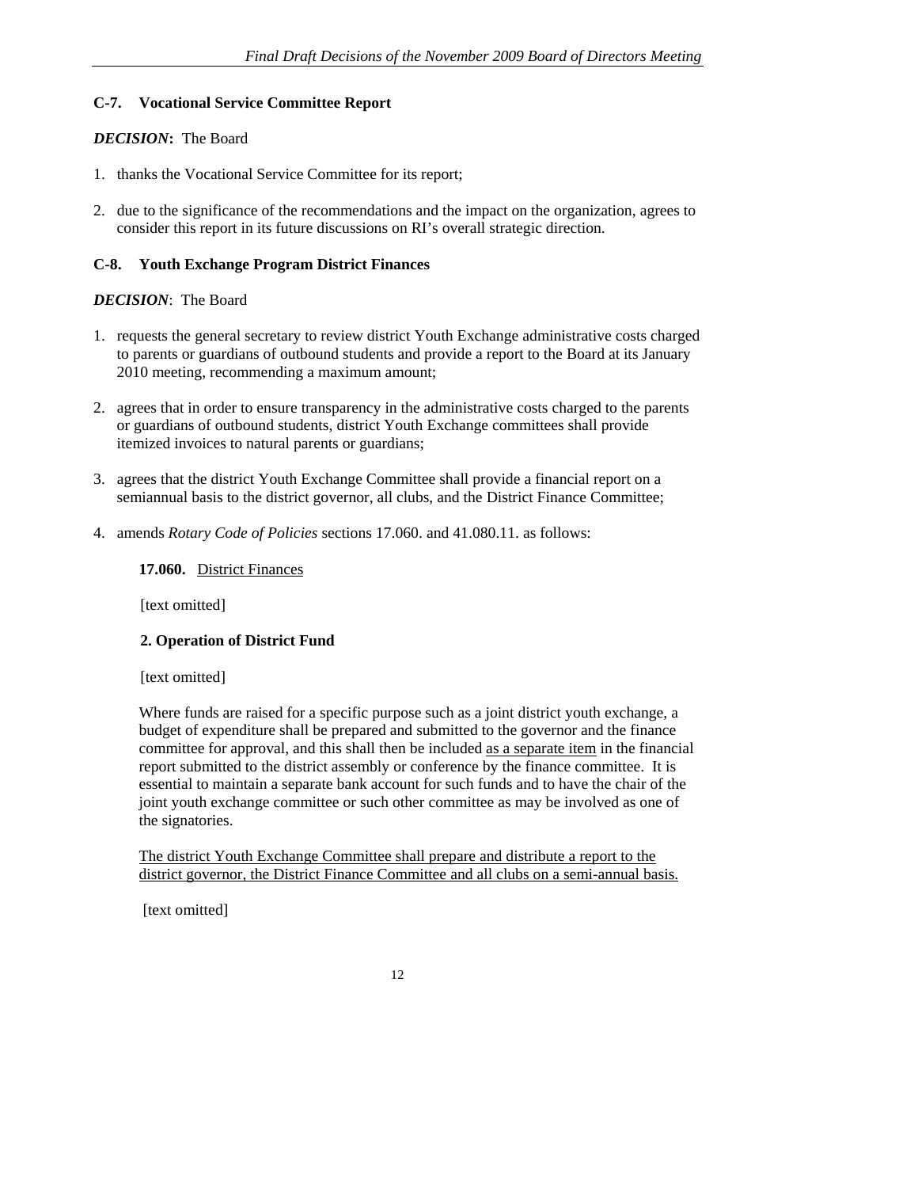### C-7. Vocational Service Committee Report

***DECISION*****:** The Board

1. thanks the Vocational Service Committee for its report;

2. due to the significance of the recommendations and the impact on the organization, agrees to consider this report in its future discussions on RI's overall strategic direction.

### C-8. Youth Exchange Program District Finances

***DECISION***: The Board

1. requests the general secretary to review district Youth Exchange administrative costs charged to parents or guardians of outbound students and provide a report to the Board at its January 2010 meeting, recommending a maximum amount;

2. agrees that in order to ensure transparency in the administrative costs charged to the parents or guardians of outbound students, district Youth Exchange committees shall provide itemized invoices to natural parents or guardians;

3. agrees that the district Youth Exchange Committee shall provide a financial report on a semiannual basis to the district governor, all clubs, and the District Finance Committee;

4. amends *Rotary Code of Policies* sections 17.060. and 41.080.11. as follows:

   **17.060.** <u>District Finances</u>

   [text omitted]

   **2. Operation of District Fund**

   [text omitted]

   Where funds are raised for a specific purpose such as a joint district youth exchange, a budget of expenditure shall be prepared and submitted to the governor and the finance committee for approval, and this shall then be included <u>as a separate item</u> in the financial report submitted to the district assembly or conference by the finance committee. It is essential to maintain a separate bank account for such funds and to have the chair of the joint youth exchange committee or such other committee as may be involved as one of the signatories.

   <u>The district Youth Exchange Committee shall prepare and distribute a report to the district governor, the District Finance Committee and all clubs on a semi-annual basis.</u>

   [text omitted]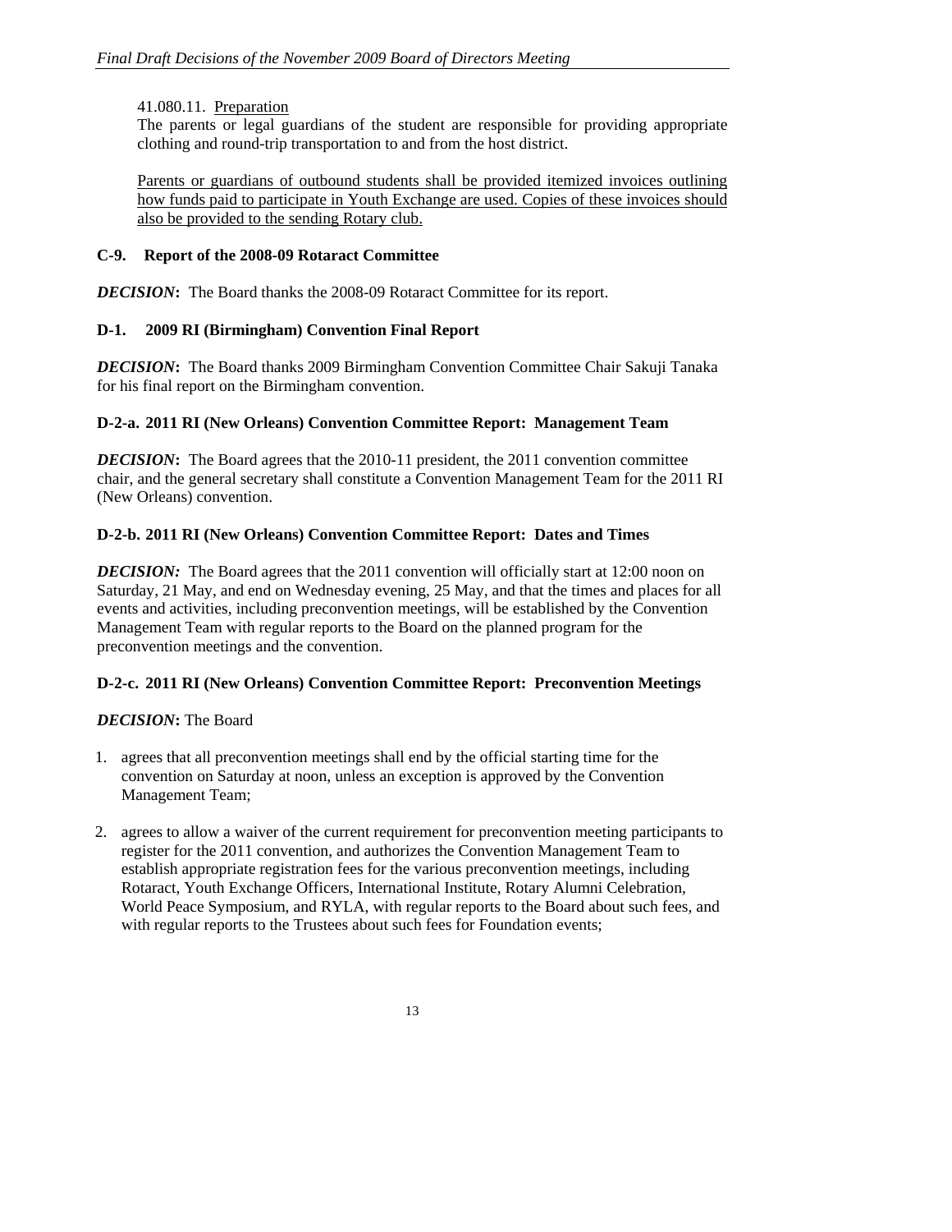41.080.11. Preparation

The parents or legal guardians of the student are responsible for providing appropriate clothing and round-trip transportation to and from the host district.

<u>Parents or guardians of outbound students shall be provided itemized invoices outlining how funds paid to participate in Youth Exchange are used. Copies of these invoices should also be provided to the sending Rotary club.</u>

**C-9. Report of the 2008-09 Rotaract Committee**

***DECISION*:** The Board thanks the 2008-09 Rotaract Committee for its report.

**D-1. 2009 RI (Birmingham) Convention Final Report**

***DECISION*:** The Board thanks 2009 Birmingham Convention Committee Chair Sakuji Tanaka for his final report on the Birmingham convention.

**D-2-a. 2011 RI (New Orleans) Convention Committee Report: Management Team**

***DECISION*:** The Board agrees that the 2010-11 president, the 2011 convention committee chair, and the general secretary shall constitute a Convention Management Team for the 2011 RI (New Orleans) convention.

**D-2-b. 2011 RI (New Orleans) Convention Committee Report: Dates and Times**

***DECISION:*** The Board agrees that the 2011 convention will officially start at 12:00 noon on Saturday, 21 May, and end on Wednesday evening, 25 May, and that the times and places for all events and activities, including preconvention meetings, will be established by the Convention Management Team with regular reports to the Board on the planned program for the preconvention meetings and the convention.

**D-2-c. 2011 RI (New Orleans) Convention Committee Report: Preconvention Meetings**

***DECISION*:** The Board

1. agrees that all preconvention meetings shall end by the official starting time for the convention on Saturday at noon, unless an exception is approved by the Convention Management Team;

2. agrees to allow a waiver of the current requirement for preconvention meeting participants to register for the 2011 convention, and authorizes the Convention Management Team to establish appropriate registration fees for the various preconvention meetings, including Rotaract, Youth Exchange Officers, International Institute, Rotary Alumni Celebration, World Peace Symposium, and RYLA, with regular reports to the Board about such fees, and with regular reports to the Trustees about such fees for Foundation events;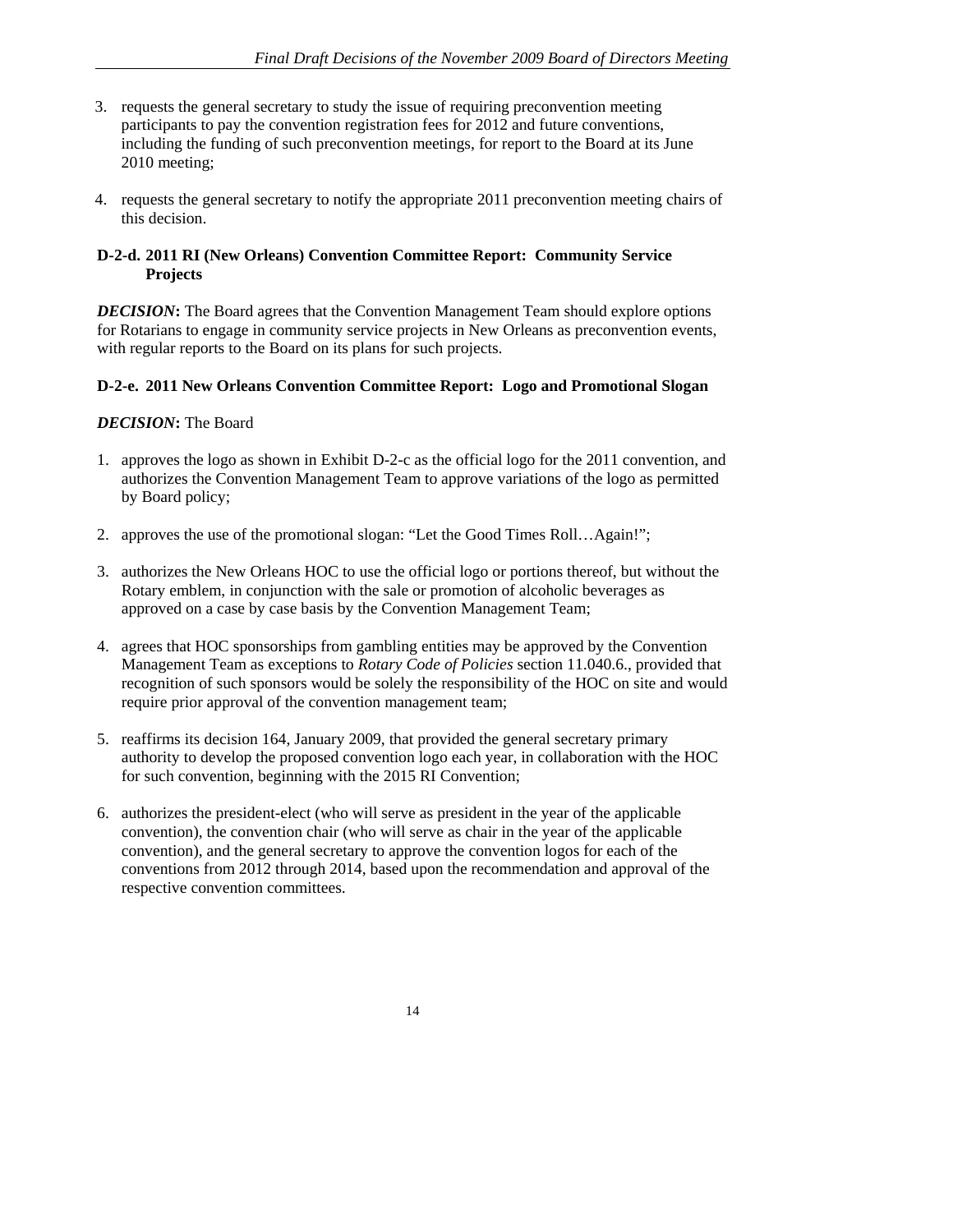3. requests the general secretary to study the issue of requiring preconvention meeting participants to pay the convention registration fees for 2012 and future conventions, including the funding of such preconvention meetings, for report to the Board at its June 2010 meeting;

4. requests the general secretary to notify the appropriate 2011 preconvention meeting chairs of this decision.

### D-2-d. 2011 RI (New Orleans) Convention Committee Report: Community Service Projects

***DECISION*:** The Board agrees that the Convention Management Team should explore options for Rotarians to engage in community service projects in New Orleans as preconvention events, with regular reports to the Board on its plans for such projects.

### D-2-e. 2011 New Orleans Convention Committee Report: Logo and Promotional Slogan

***DECISION*:** The Board

1. approves the logo as shown in Exhibit D-2-c as the official logo for the 2011 convention, and authorizes the Convention Management Team to approve variations of the logo as permitted by Board policy;

2. approves the use of the promotional slogan: "Let the Good Times Roll…Again!";

3. authorizes the New Orleans HOC to use the official logo or portions thereof, but without the Rotary emblem, in conjunction with the sale or promotion of alcoholic beverages as approved on a case by case basis by the Convention Management Team;

4. agrees that HOC sponsorships from gambling entities may be approved by the Convention Management Team as exceptions to *Rotary Code of Policies* section 11.040.6., provided that recognition of such sponsors would be solely the responsibility of the HOC on site and would require prior approval of the convention management team;

5. reaffirms its decision 164, January 2009, that provided the general secretary primary authority to develop the proposed convention logo each year, in collaboration with the HOC for such convention, beginning with the 2015 RI Convention;

6. authorizes the president-elect (who will serve as president in the year of the applicable convention), the convention chair (who will serve as chair in the year of the applicable convention), and the general secretary to approve the convention logos for each of the conventions from 2012 through 2014, based upon the recommendation and approval of the respective convention committees.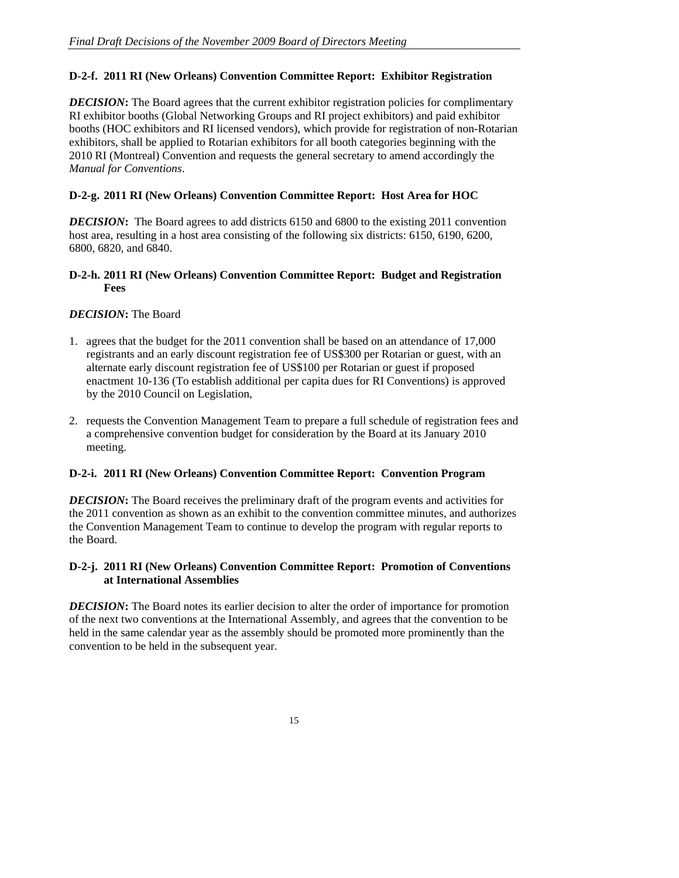### D-2-f. 2011 RI (New Orleans) Convention Committee Report: Exhibitor Registration

***DECISION*:** The Board agrees that the current exhibitor registration policies for complimentary RI exhibitor booths (Global Networking Groups and RI project exhibitors) and paid exhibitor booths (HOC exhibitors and RI licensed vendors), which provide for registration of non-Rotarian exhibitors, shall be applied to Rotarian exhibitors for all booth categories beginning with the 2010 RI (Montreal) Convention and requests the general secretary to amend accordingly the *Manual for Conventions*.

### D-2-g. 2011 RI (New Orleans) Convention Committee Report: Host Area for HOC

***DECISION*:** The Board agrees to add districts 6150 and 6800 to the existing 2011 convention host area, resulting in a host area consisting of the following six districts: 6150, 6190, 6200, 6800, 6820, and 6840.

### D-2-h. 2011 RI (New Orleans) Convention Committee Report: Budget and Registration Fees

***DECISION*:** The Board

1. agrees that the budget for the 2011 convention shall be based on an attendance of 17,000 registrants and an early discount registration fee of US$300 per Rotarian or guest, with an alternate early discount registration fee of US$100 per Rotarian or guest if proposed enactment 10-136 (To establish additional per capita dues for RI Conventions) is approved by the 2010 Council on Legislation,

2. requests the Convention Management Team to prepare a full schedule of registration fees and a comprehensive convention budget for consideration by the Board at its January 2010 meeting.

### D-2-i. 2011 RI (New Orleans) Convention Committee Report: Convention Program

***DECISION*:** The Board receives the preliminary draft of the program events and activities for the 2011 convention as shown as an exhibit to the convention committee minutes, and authorizes the Convention Management Team to continue to develop the program with regular reports to the Board.

### D-2-j. 2011 RI (New Orleans) Convention Committee Report: Promotion of Conventions at International Assemblies

***DECISION*:** The Board notes its earlier decision to alter the order of importance for promotion of the next two conventions at the International Assembly, and agrees that the convention to be held in the same calendar year as the assembly should be promoted more prominently than the convention to be held in the subsequent year.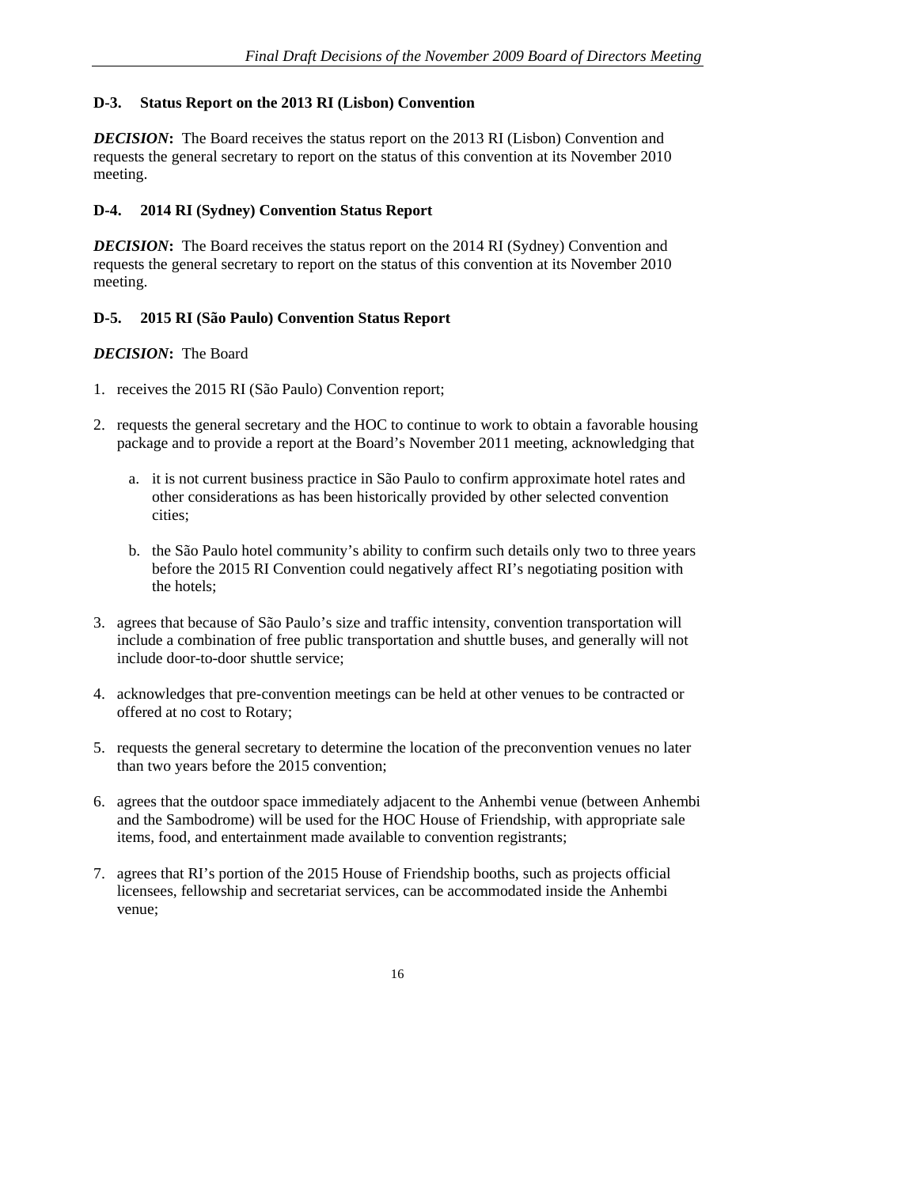### D-3. Status Report on the 2013 RI (Lisbon) Convention

***DECISION*:** The Board receives the status report on the 2013 RI (Lisbon) Convention and requests the general secretary to report on the status of this convention at its November 2010 meeting.

### D-4. 2014 RI (Sydney) Convention Status Report

***DECISION*:** The Board receives the status report on the 2014 RI (Sydney) Convention and requests the general secretary to report on the status of this convention at its November 2010 meeting.

### D-5. 2015 RI (São Paulo) Convention Status Report

***DECISION*:** The Board

1. receives the 2015 RI (São Paulo) Convention report;
2. requests the general secretary and the HOC to continue to work to obtain a favorable housing package and to provide a report at the Board's November 2011 meeting, acknowledging that
   a. it is not current business practice in São Paulo to confirm approximate hotel rates and other considerations as has been historically provided by other selected convention cities;
   b. the São Paulo hotel community's ability to confirm such details only two to three years before the 2015 RI Convention could negatively affect RI's negotiating position with the hotels;
3. agrees that because of São Paulo's size and traffic intensity, convention transportation will include a combination of free public transportation and shuttle buses, and generally will not include door-to-door shuttle service;
4. acknowledges that pre-convention meetings can be held at other venues to be contracted or offered at no cost to Rotary;
5. requests the general secretary to determine the location of the preconvention venues no later than two years before the 2015 convention;
6. agrees that the outdoor space immediately adjacent to the Anhembi venue (between Anhembi and the Sambodrome) will be used for the HOC House of Friendship, with appropriate sale items, food, and entertainment made available to convention registrants;
7. agrees that RI's portion of the 2015 House of Friendship booths, such as projects official licensees, fellowship and secretariat services, can be accommodated inside the Anhembi venue;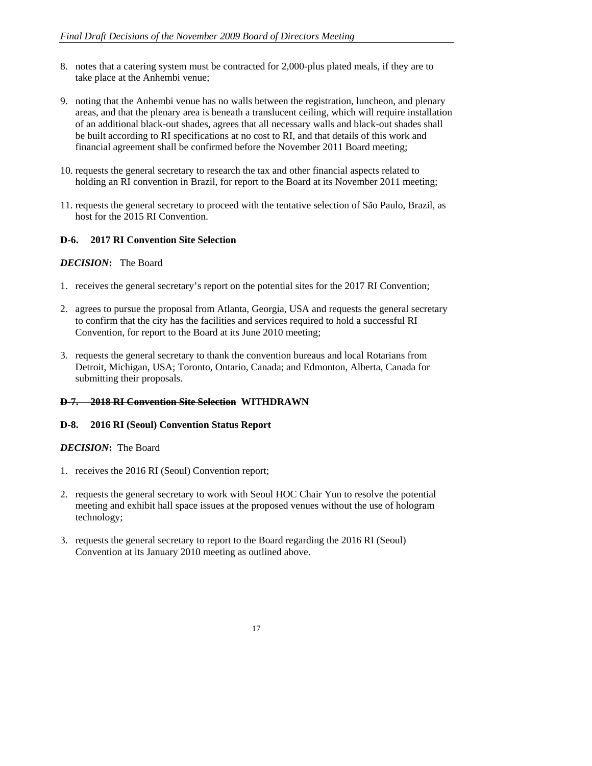8. notes that a catering system must be contracted for 2,000-plus plated meals, if they are to take place at the Anhembi venue;

9. noting that the Anhembi venue has no walls between the registration, luncheon, and plenary areas, and that the plenary area is beneath a translucent ceiling, which will require installation of an additional black-out shades, agrees that all necessary walls and black-out shades shall be built according to RI specifications at no cost to RI, and that details of this work and financial agreement shall be confirmed before the November 2011 Board meeting;

10. requests the general secretary to research the tax and other financial aspects related to holding an RI convention in Brazil, for report to the Board at its November 2011 meeting;

11. requests the general secretary to proceed with the tentative selection of São Paulo, Brazil, as host for the 2015 RI Convention.

### D-6. 2017 RI Convention Site Selection

***DECISION*:** The Board

1. receives the general secretary's report on the potential sites for the 2017 RI Convention;

2. agrees to pursue the proposal from Atlanta, Georgia, USA and requests the general secretary to confirm that the city has the facilities and services required to hold a successful RI Convention, for report to the Board at its June 2010 meeting;

3. requests the general secretary to thank the convention bureaus and local Rotarians from Detroit, Michigan, USA; Toronto, Ontario, Canada; and Edmonton, Alberta, Canada for submitting their proposals.

### ~~D-7. 2018 RI Convention Site Selection~~ WITHDRAWN

### D-8. 2016 RI (Seoul) Convention Status Report

***DECISION*:** The Board

1. receives the 2016 RI (Seoul) Convention report;

2. requests the general secretary to work with Seoul HOC Chair Yun to resolve the potential meeting and exhibit hall space issues at the proposed venues without the use of hologram technology;

3. requests the general secretary to report to the Board regarding the 2016 RI (Seoul) Convention at its January 2010 meeting as outlined above.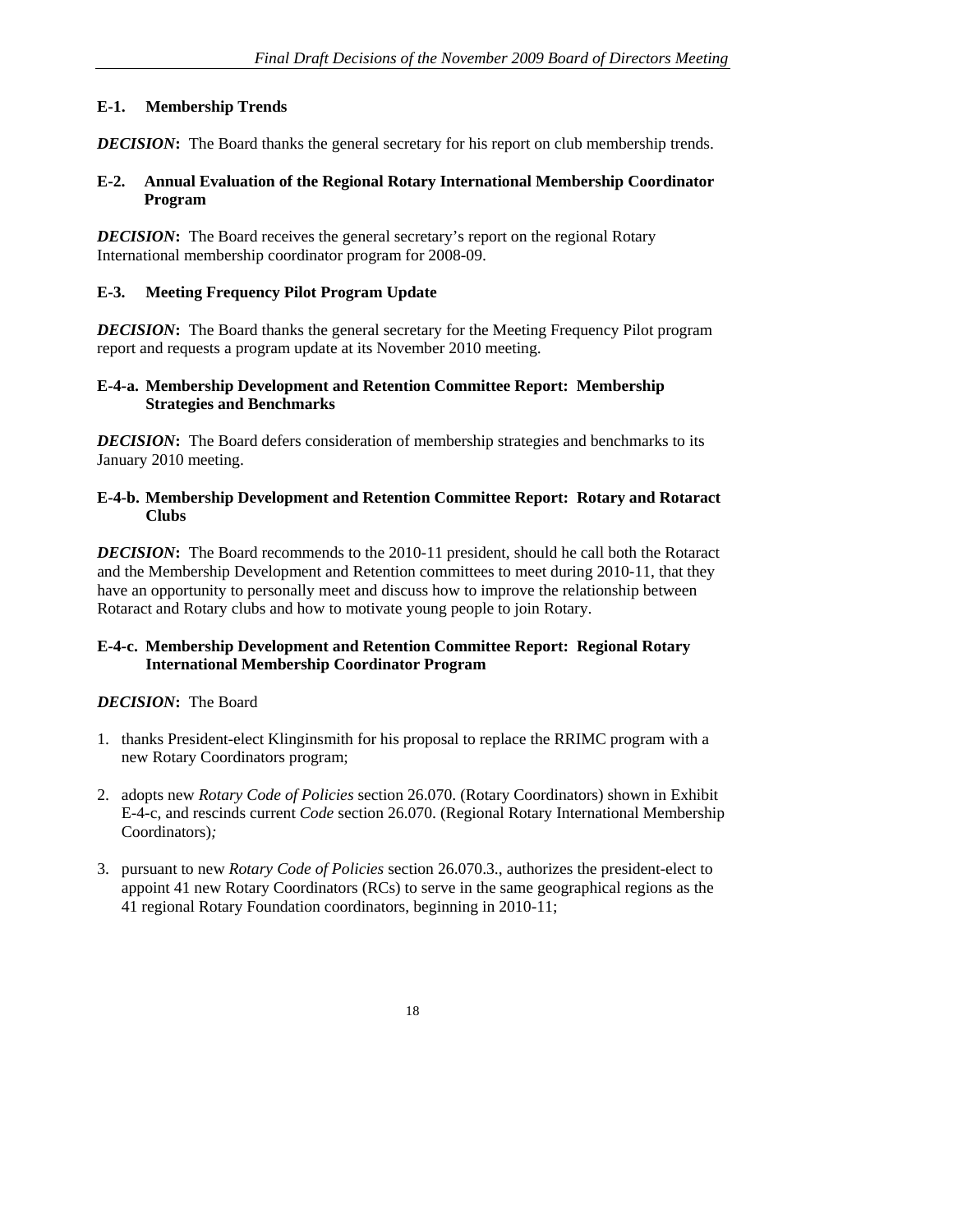### E-1. Membership Trends

***DECISION*:** The Board thanks the general secretary for his report on club membership trends.

### E-2. Annual Evaluation of the Regional Rotary International Membership Coordinator Program

***DECISION*:** The Board receives the general secretary's report on the regional Rotary International membership coordinator program for 2008-09.

### E-3. Meeting Frequency Pilot Program Update

***DECISION*:** The Board thanks the general secretary for the Meeting Frequency Pilot program report and requests a program update at its November 2010 meeting.

### E-4-a. Membership Development and Retention Committee Report: Membership Strategies and Benchmarks

***DECISION*:** The Board defers consideration of membership strategies and benchmarks to its January 2010 meeting.

### E-4-b. Membership Development and Retention Committee Report: Rotary and Rotaract Clubs

***DECISION*:** The Board recommends to the 2010-11 president, should he call both the Rotaract and the Membership Development and Retention committees to meet during 2010-11, that they have an opportunity to personally meet and discuss how to improve the relationship between Rotaract and Rotary clubs and how to motivate young people to join Rotary.

### E-4-c. Membership Development and Retention Committee Report: Regional Rotary International Membership Coordinator Program

***DECISION*:** The Board

1. thanks President-elect Klinginsmith for his proposal to replace the RRIMC program with a new Rotary Coordinators program;

2. adopts new *Rotary Code of Policies* section 26.070. (Rotary Coordinators) shown in Exhibit E-4-c, and rescinds current *Code* section 26.070. (Regional Rotary International Membership Coordinators)*;*

3. pursuant to new *Rotary Code of Policies* section 26.070.3., authorizes the president-elect to appoint 41 new Rotary Coordinators (RCs) to serve in the same geographical regions as the 41 regional Rotary Foundation coordinators, beginning in 2010-11;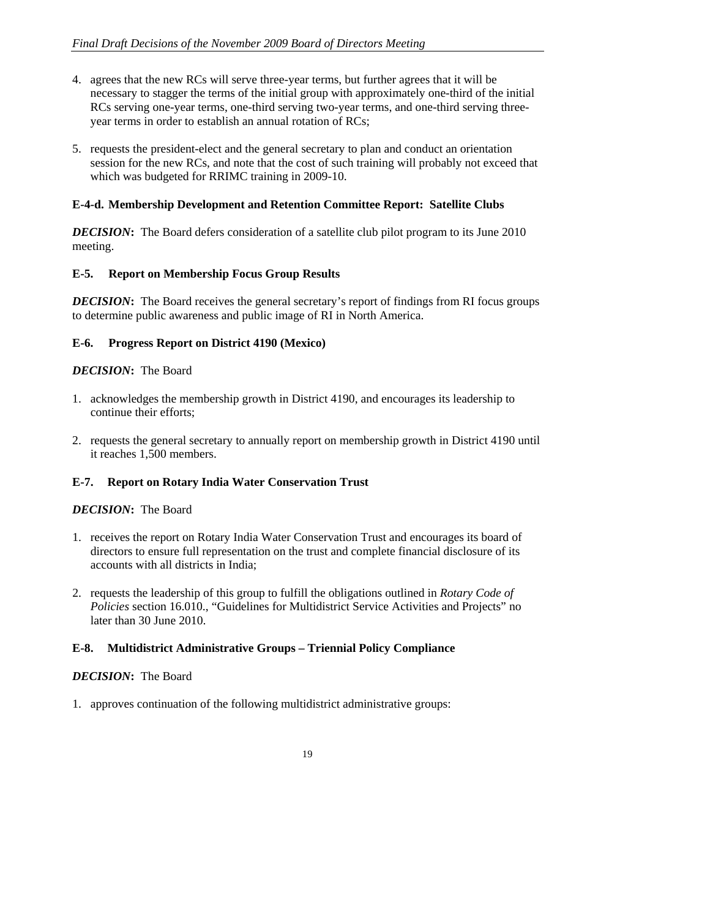4. agrees that the new RCs will serve three-year terms, but further agrees that it will be necessary to stagger the terms of the initial group with approximately one-third of the initial RCs serving one-year terms, one-third serving two-year terms, and one-third serving three-year terms in order to establish an annual rotation of RCs;

5. requests the president-elect and the general secretary to plan and conduct an orientation session for the new RCs, and note that the cost of such training will probably not exceed that which was budgeted for RRIMC training in 2009-10.

### E-4-d. Membership Development and Retention Committee Report: Satellite Clubs

***DECISION*:** The Board defers consideration of a satellite club pilot program to its June 2010 meeting.

### E-5. Report on Membership Focus Group Results

***DECISION*:** The Board receives the general secretary's report of findings from RI focus groups to determine public awareness and public image of RI in North America.

### E-6. Progress Report on District 4190 (Mexico)

***DECISION*:** The Board

1. acknowledges the membership growth in District 4190, and encourages its leadership to continue their efforts;

2. requests the general secretary to annually report on membership growth in District 4190 until it reaches 1,500 members.

### E-7. Report on Rotary India Water Conservation Trust

***DECISION*:** The Board

1. receives the report on Rotary India Water Conservation Trust and encourages its board of directors to ensure full representation on the trust and complete financial disclosure of its accounts with all districts in India;

2. requests the leadership of this group to fulfill the obligations outlined in *Rotary Code of Policies* section 16.010., "Guidelines for Multidistrict Service Activities and Projects" no later than 30 June 2010.

### E-8. Multidistrict Administrative Groups – Triennial Policy Compliance

***DECISION*:** The Board

1. approves continuation of the following multidistrict administrative groups: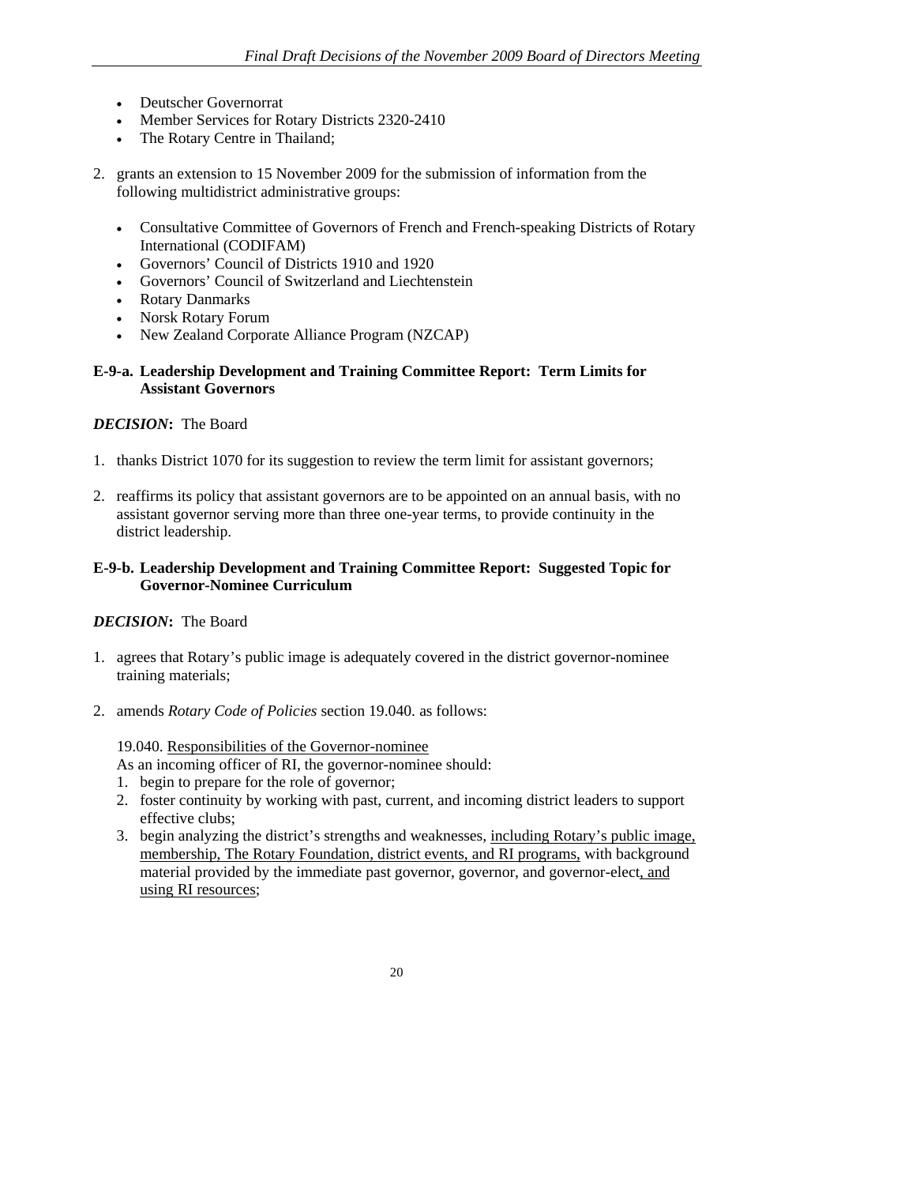- Deutscher Governorrat
- Member Services for Rotary Districts 2320-2410
- The Rotary Centre in Thailand;

2. grants an extension to 15 November 2009 for the submission of information from the following multidistrict administrative groups:

   - Consultative Committee of Governors of French and French-speaking Districts of Rotary International (CODIFAM)
   - Governors' Council of Districts 1910 and 1920
   - Governors' Council of Switzerland and Liechtenstein
   - Rotary Danmarks
   - Norsk Rotary Forum
   - New Zealand Corporate Alliance Program (NZCAP)

### E-9-a. Leadership Development and Training Committee Report: Term Limits for Assistant Governors

***DECISION*:** The Board

1. thanks District 1070 for its suggestion to review the term limit for assistant governors;

2. reaffirms its policy that assistant governors are to be appointed on an annual basis, with no assistant governor serving more than three one-year terms, to provide continuity in the district leadership.

### E-9-b. Leadership Development and Training Committee Report: Suggested Topic for Governor-Nominee Curriculum

***DECISION*:** The Board

1. agrees that Rotary's public image is adequately covered in the district governor-nominee training materials;

2. amends *Rotary Code of Policies* section 19.040. as follows:

   19.040. <u>Responsibilities of the Governor-nominee</u>
   As an incoming officer of RI, the governor-nominee should:
   1. begin to prepare for the role of governor;
   2. foster continuity by working with past, current, and incoming district leaders to support effective clubs;
   3. begin analyzing the district's strengths and weaknesses, <u>including Rotary's public image, membership, The Rotary Foundation, district events, and RI programs,</u> with background material provided by the immediate past governor, governor, and governor-elect<u>, and using RI resources</u>;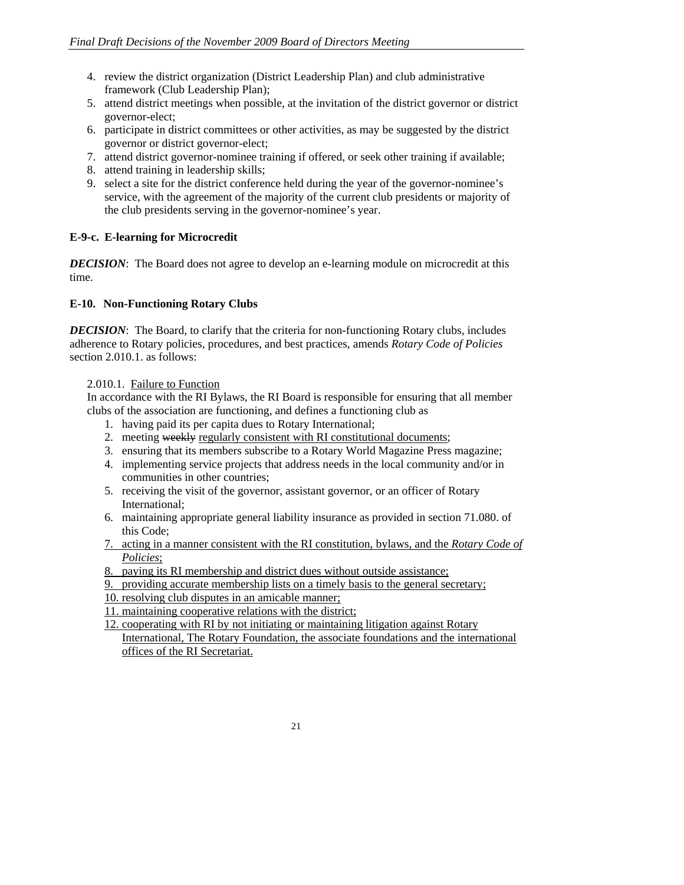4. review the district organization (District Leadership Plan) and club administrative framework (Club Leadership Plan);
5. attend district meetings when possible, at the invitation of the district governor or district governor-elect;
6. participate in district committees or other activities, as may be suggested by the district governor or district governor-elect;
7. attend district governor-nominee training if offered, or seek other training if available;
8. attend training in leadership skills;
9. select a site for the district conference held during the year of the governor-nominee's service, with the agreement of the majority of the current club presidents or majority of the club presidents serving in the governor-nominee's year.

### E-9-c. E-learning for Microcredit

***DECISION***: The Board does not agree to develop an e-learning module on microcredit at this time.

### E-10. Non-Functioning Rotary Clubs

***DECISION***: The Board, to clarify that the criteria for non-functioning Rotary clubs, includes adherence to Rotary policies, procedures, and best practices, amends *Rotary Code of Policies* section 2.010.1. as follows:

2.010.1. <u>Failure to Function</u>
In accordance with the RI Bylaws, the RI Board is responsible for ensuring that all member clubs of the association are functioning, and defines a functioning club as

1. having paid its per capita dues to Rotary International;
2. meeting ~~weekly~~ <u>regularly consistent with RI constitutional documents</u>;
3. ensuring that its members subscribe to a Rotary World Magazine Press magazine;
4. implementing service projects that address needs in the local community and/or in communities in other countries;
5. receiving the visit of the governor, assistant governor, or an officer of Rotary International;
6. maintaining appropriate general liability insurance as provided in section 71.080. of this Code;
7. <u>acting in a manner consistent with the RI constitution, bylaws, and the *Rotary Code of Policies*;</u>
8. <u>paying its RI membership and district dues without outside assistance;</u>
9. <u>providing accurate membership lists on a timely basis to the general secretary;</u>
10. <u>resolving club disputes in an amicable manner;</u>
11. <u>maintaining cooperative relations with the district;</u>
12. <u>cooperating with RI by not initiating or maintaining litigation against Rotary International, The Rotary Foundation, the associate foundations and the international offices of the RI Secretariat.</u>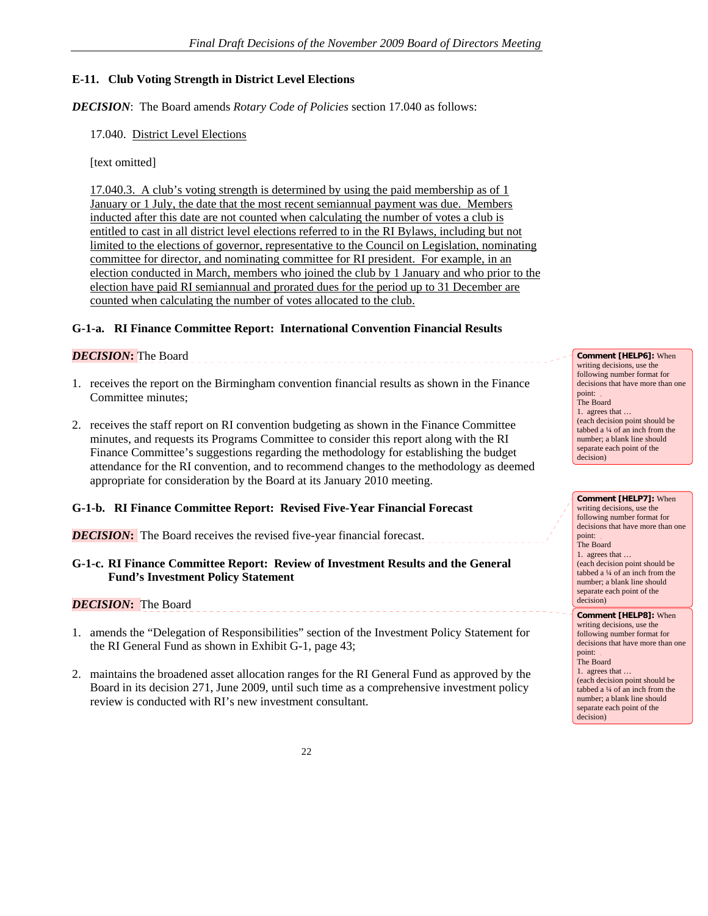**E-11. Club Voting Strength in District Level Elections**

***DECISION***: The Board amends *Rotary Code of Policies* section 17.040 as follows:

17.040. District Level Elections

[text omitted]

17.040.3. A club's voting strength is determined by using the paid membership as of 1 January or 1 July, the date that the most recent semiannual payment was due. Members inducted after this date are not counted when calculating the number of votes a club is entitled to cast in all district level elections referred to in the RI Bylaws, including but not limited to the elections of governor, representative to the Council on Legislation, nominating committee for director, and nominating committee for RI president. For example, in an election conducted in March, members who joined the club by 1 January and who prior to the election have paid RI semiannual and prorated dues for the period up to 31 December are counted when calculating the number of votes allocated to the club.

**G-1-a. RI Finance Committee Report: International Convention Financial Results**

***DECISION*:** The Board

1. receives the report on the Birmingham convention financial results as shown in the Finance Committee minutes;

2. receives the staff report on RI convention budgeting as shown in the Finance Committee minutes, and requests its Programs Committee to consider this report along with the RI Finance Committee's suggestions regarding the methodology for establishing the budget attendance for the RI convention, and to recommend changes to the methodology as deemed appropriate for consideration by the Board at its January 2010 meeting.

**G-1-b. RI Finance Committee Report: Revised Five-Year Financial Forecast**

***DECISION*:** The Board receives the revised five-year financial forecast.

**G-1-c. RI Finance Committee Report: Review of Investment Results and the General Fund's Investment Policy Statement**

***DECISION*:** The Board

1. amends the "Delegation of Responsibilities" section of the Investment Policy Statement for the RI General Fund as shown in Exhibit G-1, page 43;

2. maintains the broadened asset allocation ranges for the RI General Fund as approved by the Board in its decision 271, June 2009, until such time as a comprehensive investment policy review is conducted with RI's new investment consultant.

**Comment [HELP6]:** When writing decisions, use the following number format for decisions that have more than one point:
The Board
1. agrees that …
(each decision point should be tabbed a ¼ of an inch from the number; a blank line should separate each point of the decision)

**Comment [HELP7]:** When writing decisions, use the following number format for decisions that have more than one point:
The Board
1. agrees that …
(each decision point should be tabbed a ¼ of an inch from the number; a blank line should separate each point of the decision)

**Comment [HELP8]:** When writing decisions, use the following number format for decisions that have more than one point:
The Board
1. agrees that …
(each decision point should be tabbed a ¼ of an inch from the number; a blank line should separate each point of the decision)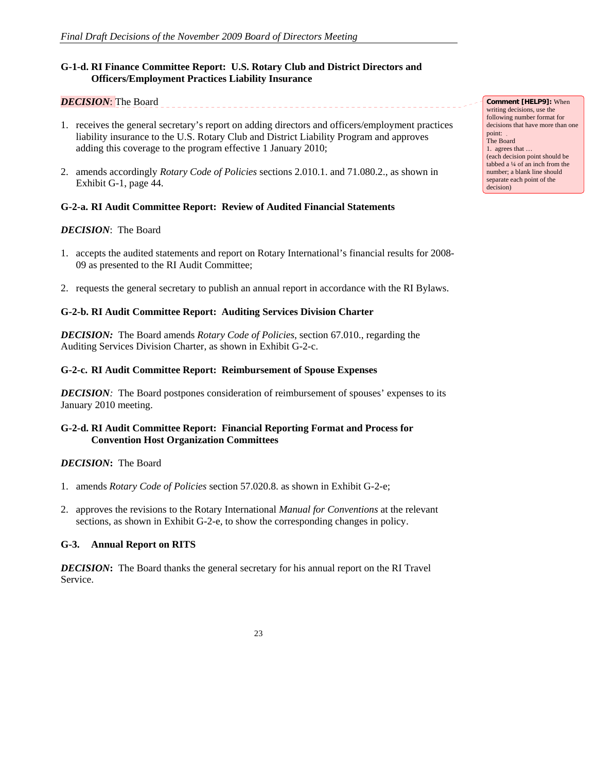### G-1-d. RI Finance Committee Report: U.S. Rotary Club and District Directors and Officers/Employment Practices Liability Insurance

***DECISION***: The Board

1. receives the general secretary's report on adding directors and officers/employment practices liability insurance to the U.S. Rotary Club and District Liability Program and approves adding this coverage to the program effective 1 January 2010;

2. amends accordingly *Rotary Code of Policies* sections 2.010.1. and 71.080.2., as shown in Exhibit G-1, page 44.

> **Comment [HELP9]:** When writing decisions, use the following number format for decisions that have more than one point:
> The Board
> 1. agrees that …
> (each decision point should be tabbed a ¼ of an inch from the number; a blank line should separate each point of the decision)

### G-2-a. RI Audit Committee Report: Review of Audited Financial Statements

***DECISION***: The Board

1. accepts the audited statements and report on Rotary International's financial results for 2008-09 as presented to the RI Audit Committee;

2. requests the general secretary to publish an annual report in accordance with the RI Bylaws.

### G-2-b. RI Audit Committee Report: Auditing Services Division Charter

***DECISION:*** The Board amends *Rotary Code of Policies*, section 67.010., regarding the Auditing Services Division Charter, as shown in Exhibit G-2-c.

### G-2-c. RI Audit Committee Report: Reimbursement of Spouse Expenses

***DECISION***: The Board postpones consideration of reimbursement of spouses' expenses to its January 2010 meeting.

### G-2-d. RI Audit Committee Report: Financial Reporting Format and Process for Convention Host Organization Committees

***DECISION***: The Board

1. amends *Rotary Code of Policies* section 57.020.8. as shown in Exhibit G-2-e;

2. approves the revisions to the Rotary International *Manual for Conventions* at the relevant sections, as shown in Exhibit G-2-e, to show the corresponding changes in policy.

### G-3. Annual Report on RITS

***DECISION***: The Board thanks the general secretary for his annual report on the RI Travel Service.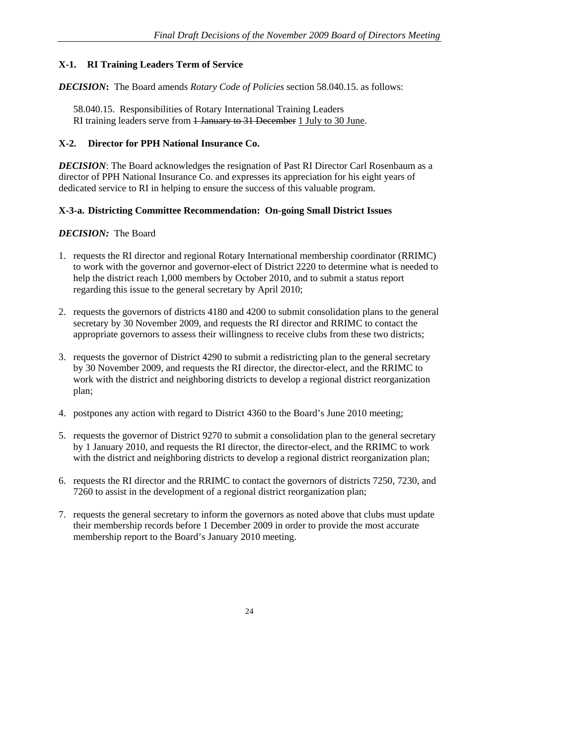### X-1. RI Training Leaders Term of Service

***DECISION*:** The Board amends *Rotary Code of Policies* section 58.040.15. as follows:

> 58.040.15. Responsibilities of Rotary International Training Leaders
> RI training leaders serve from ~~1 January to 31 December~~ <u>1 July to 30 June</u>.

### X-2. Director for PPH National Insurance Co.

***DECISION***: The Board acknowledges the resignation of Past RI Director Carl Rosenbaum as a director of PPH National Insurance Co. and expresses its appreciation for his eight years of dedicated service to RI in helping to ensure the success of this valuable program.

### X-3-a. Districting Committee Recommendation: On-going Small District Issues

***DECISION:*** The Board

1. requests the RI director and regional Rotary International membership coordinator (RRIMC) to work with the governor and governor-elect of District 2220 to determine what is needed to help the district reach 1,000 members by October 2010, and to submit a status report regarding this issue to the general secretary by April 2010;

2. requests the governors of districts 4180 and 4200 to submit consolidation plans to the general secretary by 30 November 2009, and requests the RI director and RRIMC to contact the appropriate governors to assess their willingness to receive clubs from these two districts;

3. requests the governor of District 4290 to submit a redistricting plan to the general secretary by 30 November 2009, and requests the RI director, the director-elect, and the RRIMC to work with the district and neighboring districts to develop a regional district reorganization plan;

4. postpones any action with regard to District 4360 to the Board's June 2010 meeting;

5. requests the governor of District 9270 to submit a consolidation plan to the general secretary by 1 January 2010, and requests the RI director, the director-elect, and the RRIMC to work with the district and neighboring districts to develop a regional district reorganization plan;

6. requests the RI director and the RRIMC to contact the governors of districts 7250, 7230, and 7260 to assist in the development of a regional district reorganization plan;

7. requests the general secretary to inform the governors as noted above that clubs must update their membership records before 1 December 2009 in order to provide the most accurate membership report to the Board's January 2010 meeting.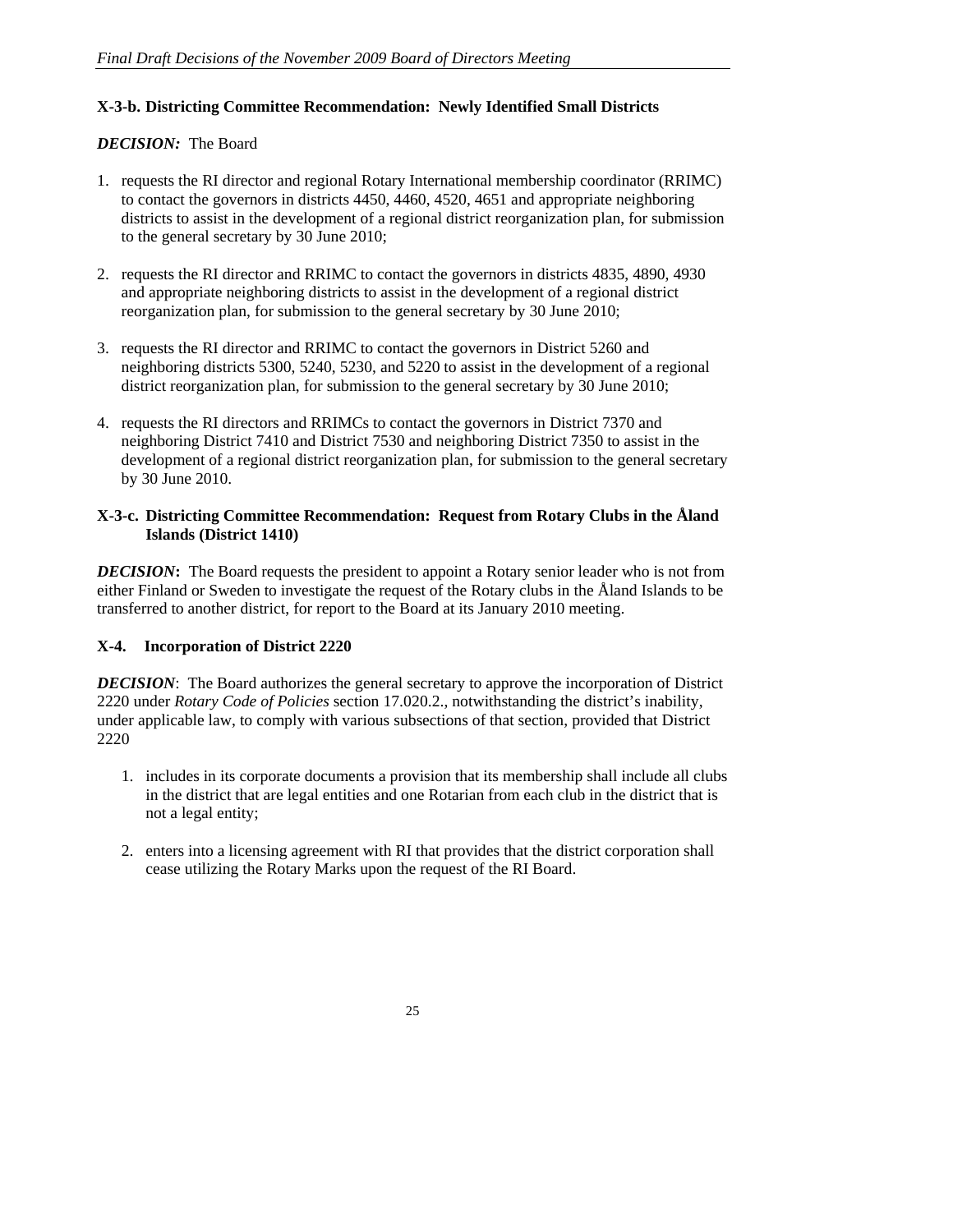### X-3-b. Districting Committee Recommendation: Newly Identified Small Districts

***DECISION:*** The Board

1. requests the RI director and regional Rotary International membership coordinator (RRIMC) to contact the governors in districts 4450, 4460, 4520, 4651 and appropriate neighboring districts to assist in the development of a regional district reorganization plan, for submission to the general secretary by 30 June 2010;

2. requests the RI director and RRIMC to contact the governors in districts 4835, 4890, 4930 and appropriate neighboring districts to assist in the development of a regional district reorganization plan, for submission to the general secretary by 30 June 2010;

3. requests the RI director and RRIMC to contact the governors in District 5260 and neighboring districts 5300, 5240, 5230, and 5220 to assist in the development of a regional district reorganization plan, for submission to the general secretary by 30 June 2010;

4. requests the RI directors and RRIMCs to contact the governors in District 7370 and neighboring District 7410 and District 7530 and neighboring District 7350 to assist in the development of a regional district reorganization plan, for submission to the general secretary by 30 June 2010.

### X-3-c. Districting Committee Recommendation: Request from Rotary Clubs in the Åland Islands (District 1410)

***DECISION*:** The Board requests the president to appoint a Rotary senior leader who is not from either Finland or Sweden to investigate the request of the Rotary clubs in the Åland Islands to be transferred to another district, for report to the Board at its January 2010 meeting.

### X-4. Incorporation of District 2220

***DECISION***: The Board authorizes the general secretary to approve the incorporation of District 2220 under *Rotary Code of Policies* section 17.020.2., notwithstanding the district's inability, under applicable law, to comply with various subsections of that section, provided that District 2220

1. includes in its corporate documents a provision that its membership shall include all clubs in the district that are legal entities and one Rotarian from each club in the district that is not a legal entity;

2. enters into a licensing agreement with RI that provides that the district corporation shall cease utilizing the Rotary Marks upon the request of the RI Board.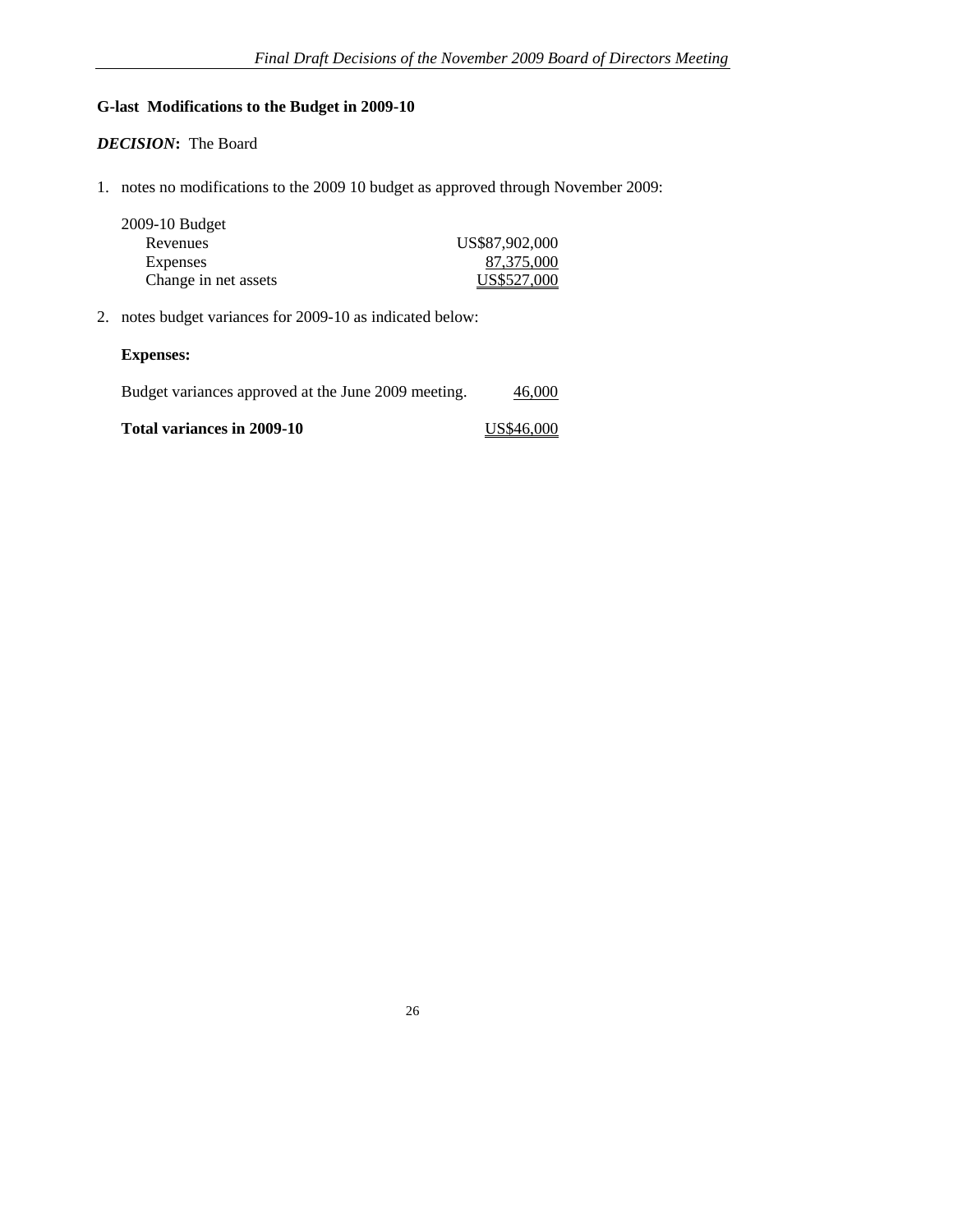**G-last Modifications to the Budget in 2009-10**

***DECISION*: The Board**

1. notes no modifications to the 2009 10 budget as approved through November 2009:

| | |
|---|---|
| 2009-10 Budget | |
| Revenues | US$87,902,000 |
| Expenses | 87,375,000 |
| Change in net assets | US$527,000 |

2. notes budget variances for 2009-10 as indicated below:

**Expenses:**

| | |
|---|---|
| Budget variances approved at the June 2009 meeting. | 46,000 |
| **Total variances in 2009-10** | US$46,000 |